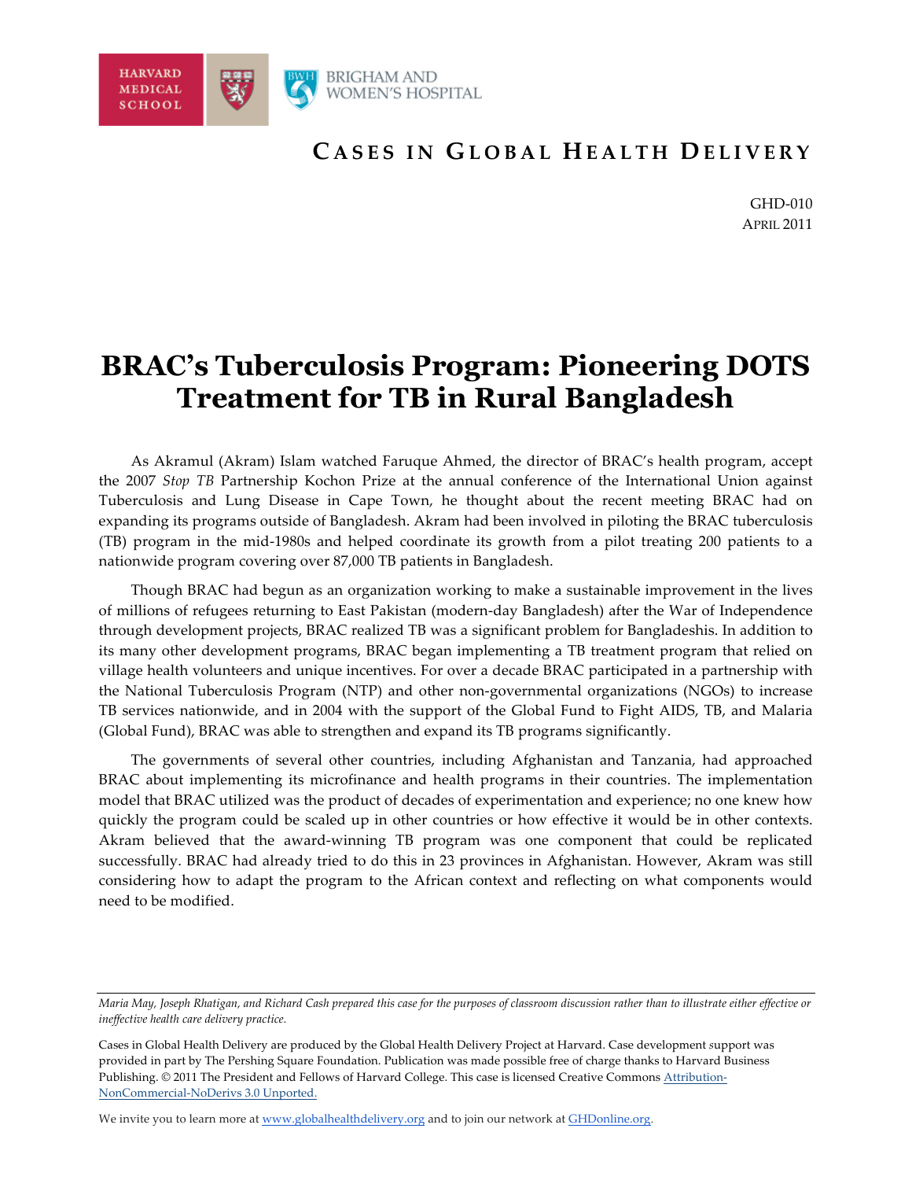HARVARD MEDICAL SCHOOL

BRIGHAM AND WOMEN'S HOSPITAL

# CASES IN GLOBAL HEALTH DELIVERY

GHD-010
APRIL 2011

# BRAC's Tuberculosis Program: Pioneering DOTS Treatment for TB in Rural Bangladesh

As Akramul (Akram) Islam watched Faruque Ahmed, the director of BRAC's health program, accept the 2007 *Stop TB* Partnership Kochon Prize at the annual conference of the International Union against Tuberculosis and Lung Disease in Cape Town, he thought about the recent meeting BRAC had on expanding its programs outside of Bangladesh. Akram had been involved in piloting the BRAC tuberculosis (TB) program in the mid-1980s and helped coordinate its growth from a pilot treating 200 patients to a nationwide program covering over 87,000 TB patients in Bangladesh.

Though BRAC had begun as an organization working to make a sustainable improvement in the lives of millions of refugees returning to East Pakistan (modern-day Bangladesh) after the War of Independence through development projects, BRAC realized TB was a significant problem for Bangladeshis. In addition to its many other development programs, BRAC began implementing a TB treatment program that relied on village health volunteers and unique incentives. For over a decade BRAC participated in a partnership with the National Tuberculosis Program (NTP) and other non-governmental organizations (NGOs) to increase TB services nationwide, and in 2004 with the support of the Global Fund to Fight AIDS, TB, and Malaria (Global Fund), BRAC was able to strengthen and expand its TB programs significantly.

The governments of several other countries, including Afghanistan and Tanzania, had approached BRAC about implementing its microfinance and health programs in their countries. The implementation model that BRAC utilized was the product of decades of experimentation and experience; no one knew how quickly the program could be scaled up in other countries or how effective it would be in other contexts. Akram believed that the award-winning TB program was one component that could be replicated successfully. BRAC had already tried to do this in 23 provinces in Afghanistan. However, Akram was still considering how to adapt the program to the African context and reflecting on what components would need to be modified.

---

*Maria May, Joseph Rhatigan, and Richard Cash prepared this case for the purposes of classroom discussion rather than to illustrate either effective or ineffective health care delivery practice.*

Cases in Global Health Delivery are produced by the Global Health Delivery Project at Harvard. Case development support was provided in part by The Pershing Square Foundation. Publication was made possible free of charge thanks to Harvard Business Publishing. © 2011 The President and Fellows of Harvard College. This case is licensed Creative Commons Attribution-NonCommercial-NoDerivs 3.0 Unported.

We invite you to learn more at www.globalhealthdelivery.org and to join our network at GHDonline.org.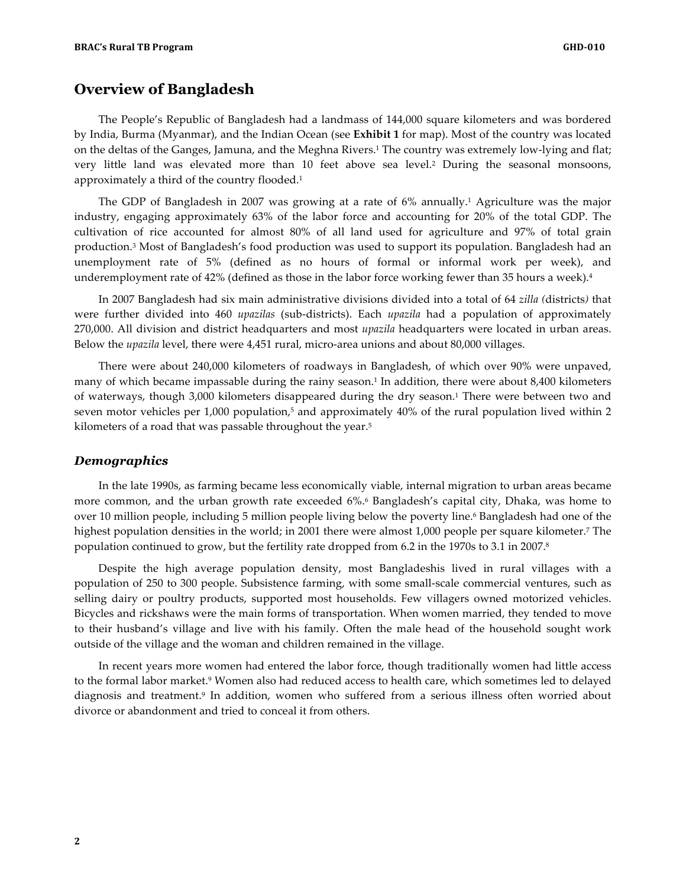## Overview of Bangladesh

The People's Republic of Bangladesh had a landmass of 144,000 square kilometers and was bordered by India, Burma (Myanmar), and the Indian Ocean (see **Exhibit 1** for map). Most of the country was located on the deltas of the Ganges, Jamuna, and the Meghna Rivers.[1] The country was extremely low-lying and flat; very little land was elevated more than 10 feet above sea level.[2] During the seasonal monsoons, approximately a third of the country flooded.[1]

The GDP of Bangladesh in 2007 was growing at a rate of 6% annually.[1] Agriculture was the major industry, engaging approximately 63% of the labor force and accounting for 20% of the total GDP. The cultivation of rice accounted for almost 80% of all land used for agriculture and 97% of total grain production.[3] Most of Bangladesh's food production was used to support its population. Bangladesh had an unemployment rate of 5% (defined as no hours of formal or informal work per week), and underemployment rate of 42% (defined as those in the labor force working fewer than 35 hours a week).[4]

In 2007 Bangladesh had six main administrative divisions divided into a total of 64 *zilla (*districts*)* that were further divided into 460 *upazilas* (sub-districts). Each *upazila* had a population of approximately 270,000. All division and district headquarters and most *upazila* headquarters were located in urban areas. Below the *upazila* level, there were 4,451 rural, micro-area unions and about 80,000 villages.

There were about 240,000 kilometers of roadways in Bangladesh, of which over 90% were unpaved, many of which became impassable during the rainy season.[1] In addition, there were about 8,400 kilometers of waterways, though 3,000 kilometers disappeared during the dry season.[1] There were between two and seven motor vehicles per 1,000 population,[5] and approximately 40% of the rural population lived within 2 kilometers of a road that was passable throughout the year.[5]

### *Demographics*

In the late 1990s, as farming became less economically viable, internal migration to urban areas became more common, and the urban growth rate exceeded 6%.[6] Bangladesh's capital city, Dhaka, was home to over 10 million people, including 5 million people living below the poverty line.[6] Bangladesh had one of the highest population densities in the world; in 2001 there were almost 1,000 people per square kilometer.[7] The population continued to grow, but the fertility rate dropped from 6.2 in the 1970s to 3.1 in 2007.[8]

Despite the high average population density, most Bangladeshis lived in rural villages with a population of 250 to 300 people. Subsistence farming, with some small-scale commercial ventures, such as selling dairy or poultry products, supported most households. Few villagers owned motorized vehicles. Bicycles and rickshaws were the main forms of transportation. When women married, they tended to move to their husband's village and live with his family. Often the male head of the household sought work outside of the village and the woman and children remained in the village.

In recent years more women had entered the labor force, though traditionally women had little access to the formal labor market.[9] Women also had reduced access to health care, which sometimes led to delayed diagnosis and treatment.[9] In addition, women who suffered from a serious illness often worried about divorce or abandonment and tried to conceal it from others.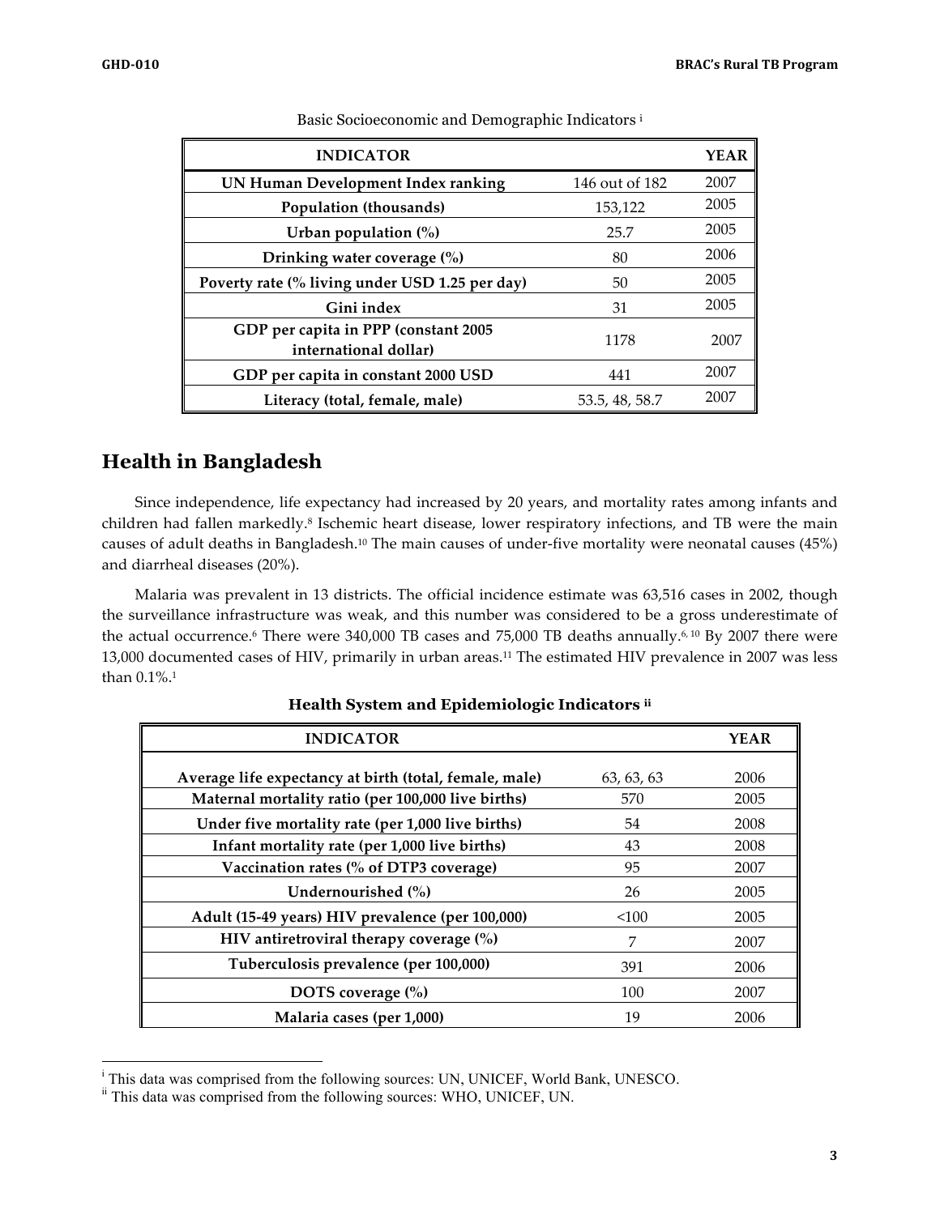Basic Socioeconomic and Demographic Indicators [i]

| INDICATOR | | YEAR |
|---|---|---|
| UN Human Development Index ranking | 146 out of 182 | 2007 |
| Population (thousands) | 153,122 | 2005 |
| Urban population (%) | 25.7 | 2005 |
| Drinking water coverage (%) | 80 | 2006 |
| Poverty rate (% living under USD 1.25 per day) | 50 | 2005 |
| Gini index | 31 | 2005 |
| GDP per capita in PPP (constant 2005 international dollar) | 1178 | 2007 |
| GDP per capita in constant 2000 USD | 441 | 2007 |
| Literacy (total, female, male) | 53.5, 48, 58.7 | 2007 |

## Health in Bangladesh

Since independence, life expectancy had increased by 20 years, and mortality rates among infants and children had fallen markedly.[8] Ischemic heart disease, lower respiratory infections, and TB were the main causes of adult deaths in Bangladesh.[10] The main causes of under-five mortality were neonatal causes (45%) and diarrheal diseases (20%).

Malaria was prevalent in 13 districts. The official incidence estimate was 63,516 cases in 2002, though the surveillance infrastructure was weak, and this number was considered to be a gross underestimate of the actual occurrence.[6] There were 340,000 TB cases and 75,000 TB deaths annually.[6, 10] By 2007 there were 13,000 documented cases of HIV, primarily in urban areas.[11] The estimated HIV prevalence in 2007 was less than 0.1%.[1]

**Health System and Epidemiologic Indicators [ii]**

| INDICATOR | | YEAR |
|---|---|---|
| Average life expectancy at birth (total, female, male) | 63, 63, 63 | 2006 |
| Maternal mortality ratio (per 100,000 live births) | 570 | 2005 |
| Under five mortality rate (per 1,000 live births) | 54 | 2008 |
| Infant mortality rate (per 1,000 live births) | 43 | 2008 |
| Vaccination rates (% of DTP3 coverage) | 95 | 2007 |
| Undernourished (%) | 26 | 2005 |
| Adult (15-49 years) HIV prevalence (per 100,000) | <100 | 2005 |
| HIV antiretroviral therapy coverage (%) | 7 | 2007 |
| Tuberculosis prevalence (per 100,000) | 391 | 2006 |
| DOTS coverage (%) | 100 | 2007 |
| Malaria cases (per 1,000) | 19 | 2006 |

[i] This data was comprised from the following sources: UN, UNICEF, World Bank, UNESCO.

[ii] This data was comprised from the following sources: WHO, UNICEF, UN.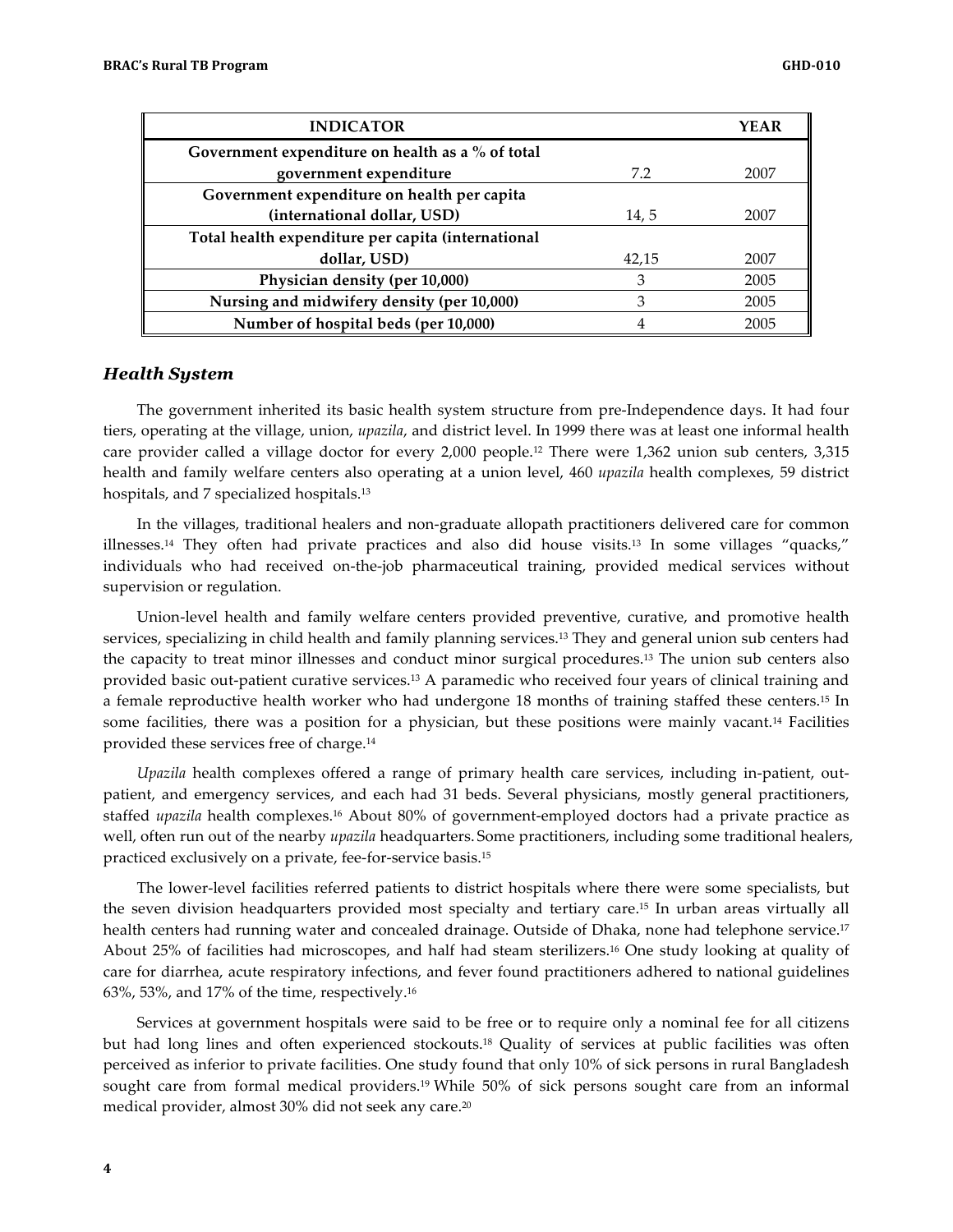| INDICATOR | | YEAR |
|---|---|---|
| Government expenditure on health as a % of total government expenditure | 7.2 | 2007 |
| Government expenditure on health per capita (international dollar, USD) | 14, 5 | 2007 |
| Total health expenditure per capita (international dollar, USD) | 42,15 | 2007 |
| Physician density (per 10,000) | 3 | 2005 |
| Nursing and midwifery density (per 10,000) | 3 | 2005 |
| Number of hospital beds (per 10,000) | 4 | 2005 |

### *Health System*

The government inherited its basic health system structure from pre-Independence days. It had four tiers, operating at the village, union, *upazila*, and district level. In 1999 there was at least one informal health care provider called a village doctor for every 2,000 people.[12] There were 1,362 union sub centers, 3,315 health and family welfare centers also operating at a union level, 460 *upazila* health complexes, 59 district hospitals, and 7 specialized hospitals.[13]

In the villages, traditional healers and non-graduate allopath practitioners delivered care for common illnesses.[14] They often had private practices and also did house visits.[13] In some villages "quacks," individuals who had received on-the-job pharmaceutical training, provided medical services without supervision or regulation.

Union-level health and family welfare centers provided preventive, curative, and promotive health services, specializing in child health and family planning services.[13] They and general union sub centers had the capacity to treat minor illnesses and conduct minor surgical procedures.[13] The union sub centers also provided basic out-patient curative services.[13] A paramedic who received four years of clinical training and a female reproductive health worker who had undergone 18 months of training staffed these centers.[15] In some facilities, there was a position for a physician, but these positions were mainly vacant.[14] Facilities provided these services free of charge.[14]

*Upazila* health complexes offered a range of primary health care services, including in-patient, out-patient, and emergency services, and each had 31 beds. Several physicians, mostly general practitioners, staffed *upazila* health complexes.[16] About 80% of government-employed doctors had a private practice as well, often run out of the nearby *upazila* headquarters. Some practitioners, including some traditional healers, practiced exclusively on a private, fee-for-service basis.[15]

The lower-level facilities referred patients to district hospitals where there were some specialists, but the seven division headquarters provided most specialty and tertiary care.[15] In urban areas virtually all health centers had running water and concealed drainage. Outside of Dhaka, none had telephone service.[17] About 25% of facilities had microscopes, and half had steam sterilizers.[16] One study looking at quality of care for diarrhea, acute respiratory infections, and fever found practitioners adhered to national guidelines 63%, 53%, and 17% of the time, respectively.[16]

Services at government hospitals were said to be free or to require only a nominal fee for all citizens but had long lines and often experienced stockouts.[18] Quality of services at public facilities was often perceived as inferior to private facilities. One study found that only 10% of sick persons in rural Bangladesh sought care from formal medical providers.[19] While 50% of sick persons sought care from an informal medical provider, almost 30% did not seek any care.[20]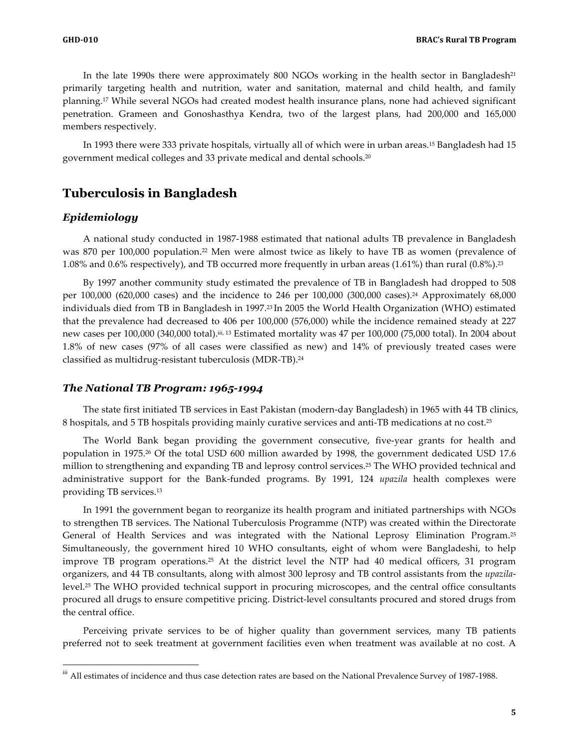In the late 1990s there were approximately 800 NGOs working in the health sector in Bangladesh[21] primarily targeting health and nutrition, water and sanitation, maternal and child health, and family planning.[17] While several NGOs had created modest health insurance plans, none had achieved significant penetration. Grameen and Gonoshasthya Kendra, two of the largest plans, had 200,000 and 165,000 members respectively.

In 1993 there were 333 private hospitals, virtually all of which were in urban areas.[15] Bangladesh had 15 government medical colleges and 33 private medical and dental schools.[20]

## Tuberculosis in Bangladesh

### *Epidemiology*

A national study conducted in 1987-1988 estimated that national adults TB prevalence in Bangladesh was 870 per 100,000 population.[22] Men were almost twice as likely to have TB as women (prevalence of 1.08% and 0.6% respectively), and TB occurred more frequently in urban areas (1.61%) than rural (0.8%).[23]

By 1997 another community study estimated the prevalence of TB in Bangladesh had dropped to 508 per 100,000 (620,000 cases) and the incidence to 246 per 100,000 (300,000 cases).[24] Approximately 68,000 individuals died from TB in Bangladesh in 1997.[23] In 2005 the World Health Organization (WHO) estimated that the prevalence had decreased to 406 per 100,000 (576,000) while the incidence remained steady at 227 new cases per 100,000 (340,000 total).[iii, 13] Estimated mortality was 47 per 100,000 (75,000 total). In 2004 about 1.8% of new cases (97% of all cases were classified as new) and 14% of previously treated cases were classified as multidrug-resistant tuberculosis (MDR-TB).[24]

### *The National TB Program: 1965-1994*

The state first initiated TB services in East Pakistan (modern-day Bangladesh) in 1965 with 44 TB clinics, 8 hospitals, and 5 TB hospitals providing mainly curative services and anti-TB medications at no cost.[25]

The World Bank began providing the government consecutive, five-year grants for health and population in 1975.[26] Of the total USD 600 million awarded by 1998, the government dedicated USD 17.6 million to strengthening and expanding TB and leprosy control services.[25] The WHO provided technical and administrative support for the Bank-funded programs. By 1991, 124 *upazila* health complexes were providing TB services.[13]

In 1991 the government began to reorganize its health program and initiated partnerships with NGOs to strengthen TB services. The National Tuberculosis Programme (NTP) was created within the Directorate General of Health Services and was integrated with the National Leprosy Elimination Program.[25] Simultaneously, the government hired 10 WHO consultants, eight of whom were Bangladeshi, to help improve TB program operations.[25] At the district level the NTP had 40 medical officers, 31 program organizers, and 44 TB consultants, along with almost 300 leprosy and TB control assistants from the *upazila*-level.[25] The WHO provided technical support in procuring microscopes, and the central office consultants procured all drugs to ensure competitive pricing. District-level consultants procured and stored drugs from the central office.

Perceiving private services to be of higher quality than government services, many TB patients preferred not to seek treatment at government facilities even when treatment was available at no cost. A

[iii] All estimates of incidence and thus case detection rates are based on the National Prevalence Survey of 1987-1988.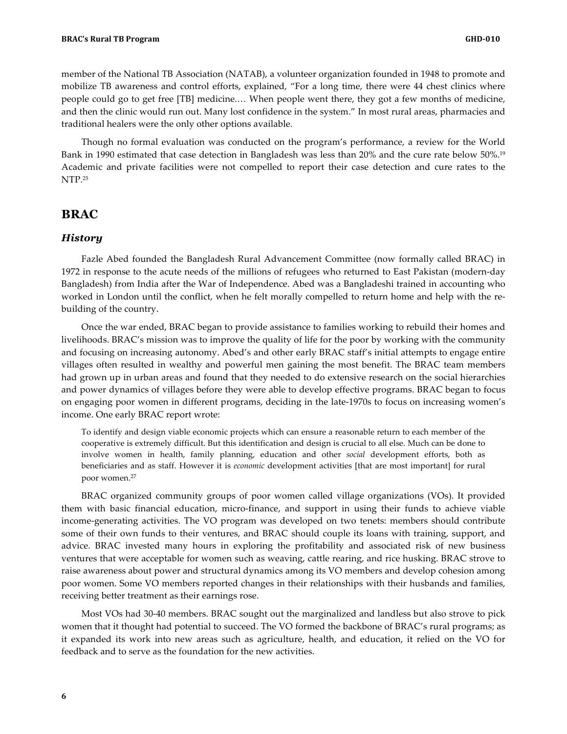member of the National TB Association (NATAB), a volunteer organization founded in 1948 to promote and mobilize TB awareness and control efforts, explained, "For a long time, there were 44 chest clinics where people could go to get free [TB] medicine.… When people went there, they got a few months of medicine, and then the clinic would run out. Many lost confidence in the system." In most rural areas, pharmacies and traditional healers were the only other options available.

Though no formal evaluation was conducted on the program's performance, a review for the World Bank in 1990 estimated that case detection in Bangladesh was less than 20% and the cure rate below 50%.[19] Academic and private facilities were not compelled to report their case detection and cure rates to the NTP.[25]

## BRAC

### *History*

Fazle Abed founded the Bangladesh Rural Advancement Committee (now formally called BRAC) in 1972 in response to the acute needs of the millions of refugees who returned to East Pakistan (modern-day Bangladesh) from India after the War of Independence. Abed was a Bangladeshi trained in accounting who worked in London until the conflict, when he felt morally compelled to return home and help with the re-building of the country.

Once the war ended, BRAC began to provide assistance to families working to rebuild their homes and livelihoods. BRAC's mission was to improve the quality of life for the poor by working with the community and focusing on increasing autonomy. Abed's and other early BRAC staff's initial attempts to engage entire villages often resulted in wealthy and powerful men gaining the most benefit. The BRAC team members had grown up in urban areas and found that they needed to do extensive research on the social hierarchies and power dynamics of villages before they were able to develop effective programs. BRAC began to focus on engaging poor women in different programs, deciding in the late-1970s to focus on increasing women's income. One early BRAC report wrote:

> To identify and design viable economic projects which can ensure a reasonable return to each member of the cooperative is extremely difficult. But this identification and design is crucial to all else. Much can be done to involve women in health, family planning, education and other *social* development efforts, both as beneficiaries and as staff. However it is *economic* development activities [that are most important] for rural poor women.[27]

BRAC organized community groups of poor women called village organizations (VOs). It provided them with basic financial education, micro-finance, and support in using their funds to achieve viable income-generating activities. The VO program was developed on two tenets: members should contribute some of their own funds to their ventures, and BRAC should couple its loans with training, support, and advice. BRAC invested many hours in exploring the profitability and associated risk of new business ventures that were acceptable for women such as weaving, cattle rearing, and rice husking. BRAC strove to raise awareness about power and structural dynamics among its VO members and develop cohesion among poor women. Some VO members reported changes in their relationships with their husbands and families, receiving better treatment as their earnings rose.

Most VOs had 30-40 members. BRAC sought out the marginalized and landless but also strove to pick women that it thought had potential to succeed. The VO formed the backbone of BRAC's rural programs; as it expanded its work into new areas such as agriculture, health, and education, it relied on the VO for feedback and to serve as the foundation for the new activities.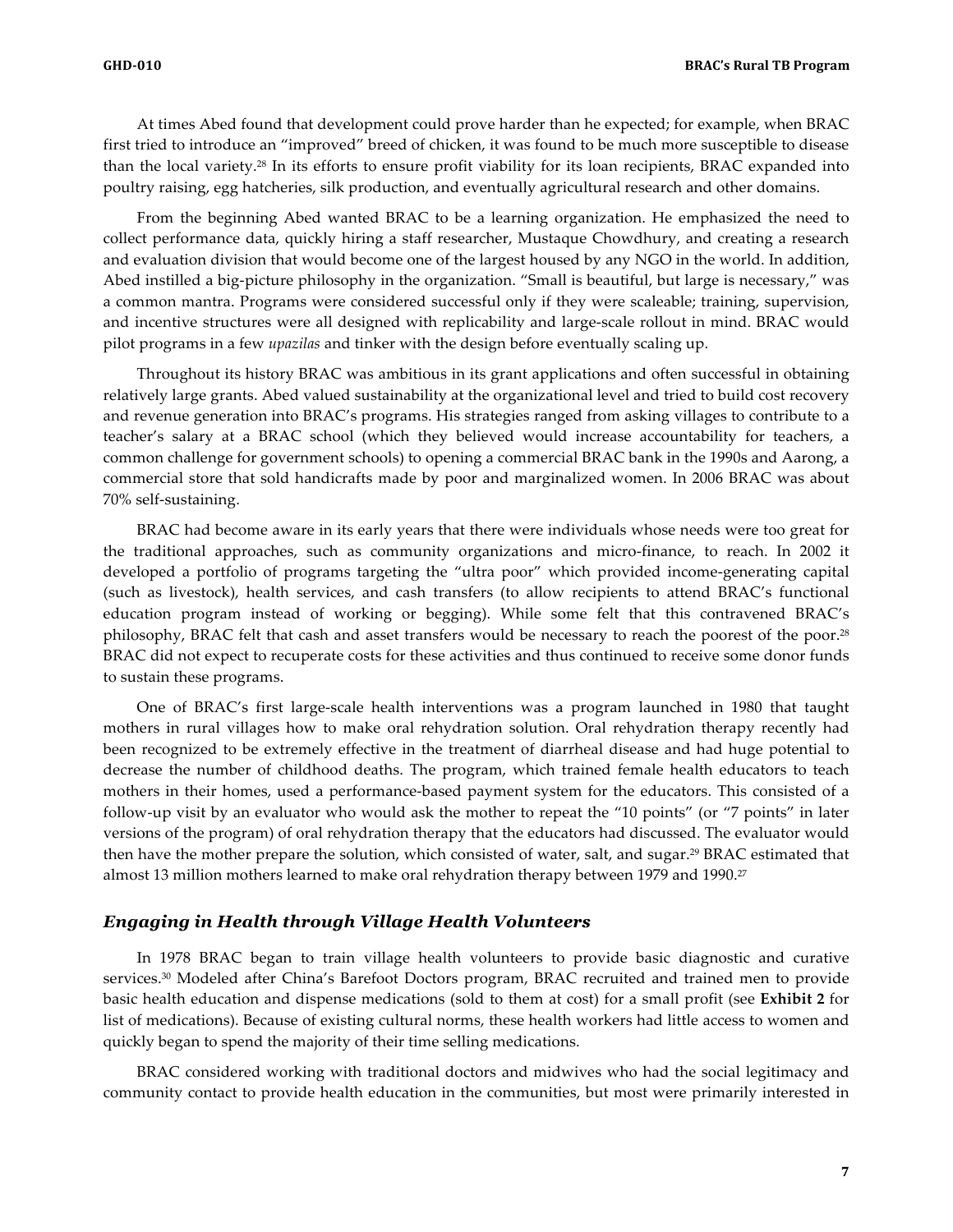At times Abed found that development could prove harder than he expected; for example, when BRAC first tried to introduce an "improved" breed of chicken, it was found to be much more susceptible to disease than the local variety.[28] In its efforts to ensure profit viability for its loan recipients, BRAC expanded into poultry raising, egg hatcheries, silk production, and eventually agricultural research and other domains.

From the beginning Abed wanted BRAC to be a learning organization. He emphasized the need to collect performance data, quickly hiring a staff researcher, Mustaque Chowdhury, and creating a research and evaluation division that would become one of the largest housed by any NGO in the world. In addition, Abed instilled a big-picture philosophy in the organization. "Small is beautiful, but large is necessary," was a common mantra. Programs were considered successful only if they were scaleable; training, supervision, and incentive structures were all designed with replicability and large-scale rollout in mind. BRAC would pilot programs in a few *upazilas* and tinker with the design before eventually scaling up.

Throughout its history BRAC was ambitious in its grant applications and often successful in obtaining relatively large grants. Abed valued sustainability at the organizational level and tried to build cost recovery and revenue generation into BRAC's programs. His strategies ranged from asking villages to contribute to a teacher's salary at a BRAC school (which they believed would increase accountability for teachers, a common challenge for government schools) to opening a commercial BRAC bank in the 1990s and Aarong, a commercial store that sold handicrafts made by poor and marginalized women. In 2006 BRAC was about 70% self-sustaining.

BRAC had become aware in its early years that there were individuals whose needs were too great for the traditional approaches, such as community organizations and micro-finance, to reach. In 2002 it developed a portfolio of programs targeting the "ultra poor" which provided income-generating capital (such as livestock), health services, and cash transfers (to allow recipients to attend BRAC's functional education program instead of working or begging). While some felt that this contravened BRAC's philosophy, BRAC felt that cash and asset transfers would be necessary to reach the poorest of the poor.[28] BRAC did not expect to recuperate costs for these activities and thus continued to receive some donor funds to sustain these programs.

One of BRAC's first large-scale health interventions was a program launched in 1980 that taught mothers in rural villages how to make oral rehydration solution. Oral rehydration therapy recently had been recognized to be extremely effective in the treatment of diarrheal disease and had huge potential to decrease the number of childhood deaths. The program, which trained female health educators to teach mothers in their homes, used a performance-based payment system for the educators. This consisted of a follow-up visit by an evaluator who would ask the mother to repeat the "10 points" (or "7 points" in later versions of the program) of oral rehydration therapy that the educators had discussed. The evaluator would then have the mother prepare the solution, which consisted of water, salt, and sugar.[29] BRAC estimated that almost 13 million mothers learned to make oral rehydration therapy between 1979 and 1990.[27]

## *Engaging in Health through Village Health Volunteers*

In 1978 BRAC began to train village health volunteers to provide basic diagnostic and curative services.[30] Modeled after China's Barefoot Doctors program, BRAC recruited and trained men to provide basic health education and dispense medications (sold to them at cost) for a small profit (see **Exhibit 2** for list of medications). Because of existing cultural norms, these health workers had little access to women and quickly began to spend the majority of their time selling medications.

BRAC considered working with traditional doctors and midwives who had the social legitimacy and community contact to provide health education in the communities, but most were primarily interested in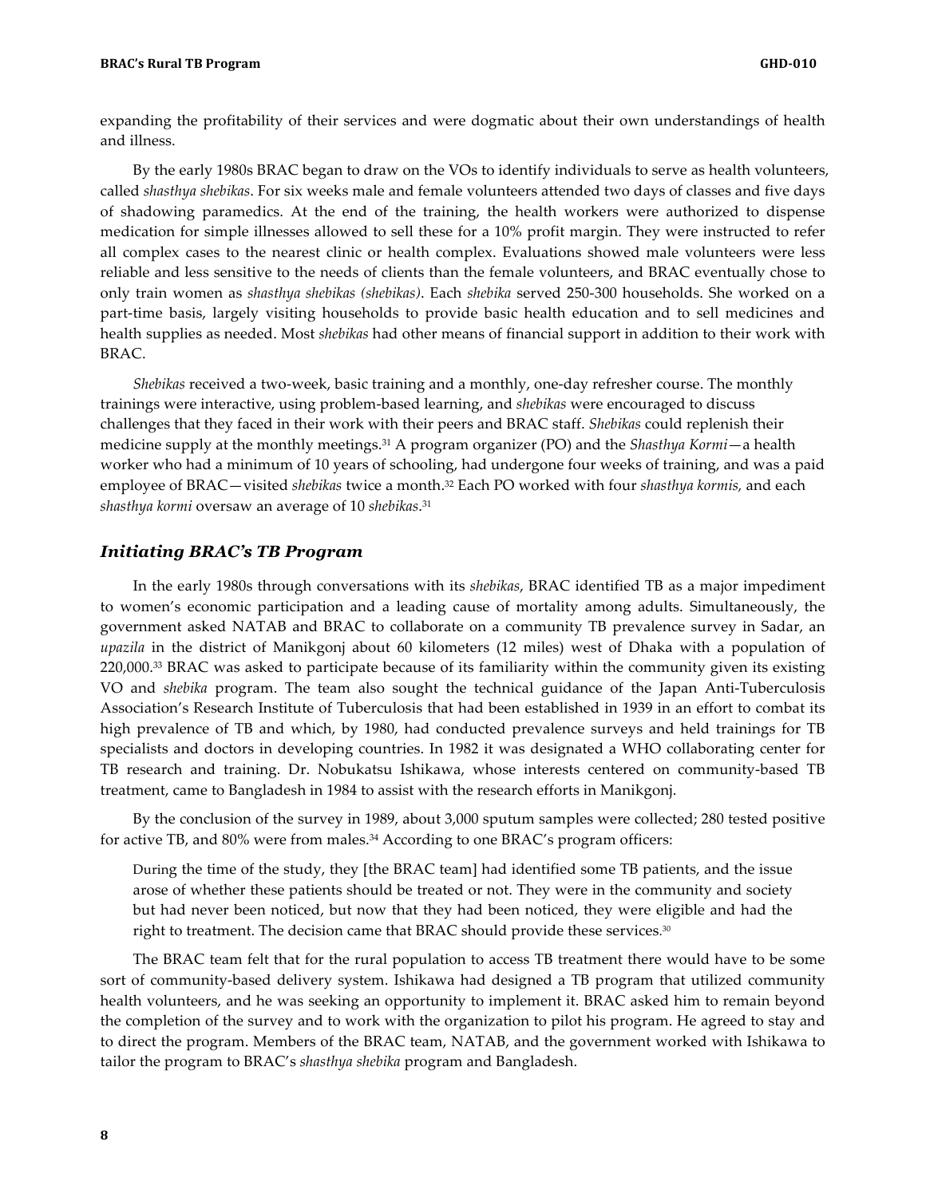expanding the profitability of their services and were dogmatic about their own understandings of health and illness.

By the early 1980s BRAC began to draw on the VOs to identify individuals to serve as health volunteers, called *shasthya shebikas*. For six weeks male and female volunteers attended two days of classes and five days of shadowing paramedics. At the end of the training, the health workers were authorized to dispense medication for simple illnesses allowed to sell these for a 10% profit margin. They were instructed to refer all complex cases to the nearest clinic or health complex. Evaluations showed male volunteers were less reliable and less sensitive to the needs of clients than the female volunteers, and BRAC eventually chose to only train women as *shasthya shebikas (shebikas)*. Each *shebika* served 250-300 households. She worked on a part-time basis, largely visiting households to provide basic health education and to sell medicines and health supplies as needed. Most *shebikas* had other means of financial support in addition to their work with BRAC.

*Shebikas* received a two-week, basic training and a monthly, one-day refresher course. The monthly trainings were interactive, using problem-based learning, and *shebikas* were encouraged to discuss challenges that they faced in their work with their peers and BRAC staff. *Shebikas* could replenish their medicine supply at the monthly meetings.[31] A program organizer (PO) and the *Shasthya Kormi*—a health worker who had a minimum of 10 years of schooling, had undergone four weeks of training, and was a paid employee of BRAC—visited *shebikas* twice a month.[32] Each PO worked with four *shasthya kormis,* and each *shasthya kormi* oversaw an average of 10 *shebikas*.[31]

### *Initiating BRAC's TB Program*

In the early 1980s through conversations with its *shebikas*, BRAC identified TB as a major impediment to women's economic participation and a leading cause of mortality among adults. Simultaneously, the government asked NATAB and BRAC to collaborate on a community TB prevalence survey in Sadar, an *upazila* in the district of Manikgonj about 60 kilometers (12 miles) west of Dhaka with a population of 220,000.[33] BRAC was asked to participate because of its familiarity within the community given its existing VO and *shebika* program. The team also sought the technical guidance of the Japan Anti-Tuberculosis Association's Research Institute of Tuberculosis that had been established in 1939 in an effort to combat its high prevalence of TB and which, by 1980, had conducted prevalence surveys and held trainings for TB specialists and doctors in developing countries. In 1982 it was designated a WHO collaborating center for TB research and training. Dr. Nobukatsu Ishikawa, whose interests centered on community-based TB treatment, came to Bangladesh in 1984 to assist with the research efforts in Manikgonj.

By the conclusion of the survey in 1989, about 3,000 sputum samples were collected; 280 tested positive for active TB, and 80% were from males.[34] According to one BRAC's program officers:

> During the time of the study, they [the BRAC team] had identified some TB patients, and the issue arose of whether these patients should be treated or not. They were in the community and society but had never been noticed, but now that they had been noticed, they were eligible and had the right to treatment. The decision came that BRAC should provide these services.[30]

The BRAC team felt that for the rural population to access TB treatment there would have to be some sort of community-based delivery system. Ishikawa had designed a TB program that utilized community health volunteers, and he was seeking an opportunity to implement it. BRAC asked him to remain beyond the completion of the survey and to work with the organization to pilot his program. He agreed to stay and to direct the program. Members of the BRAC team, NATAB, and the government worked with Ishikawa to tailor the program to BRAC's *shasthya shebika* program and Bangladesh.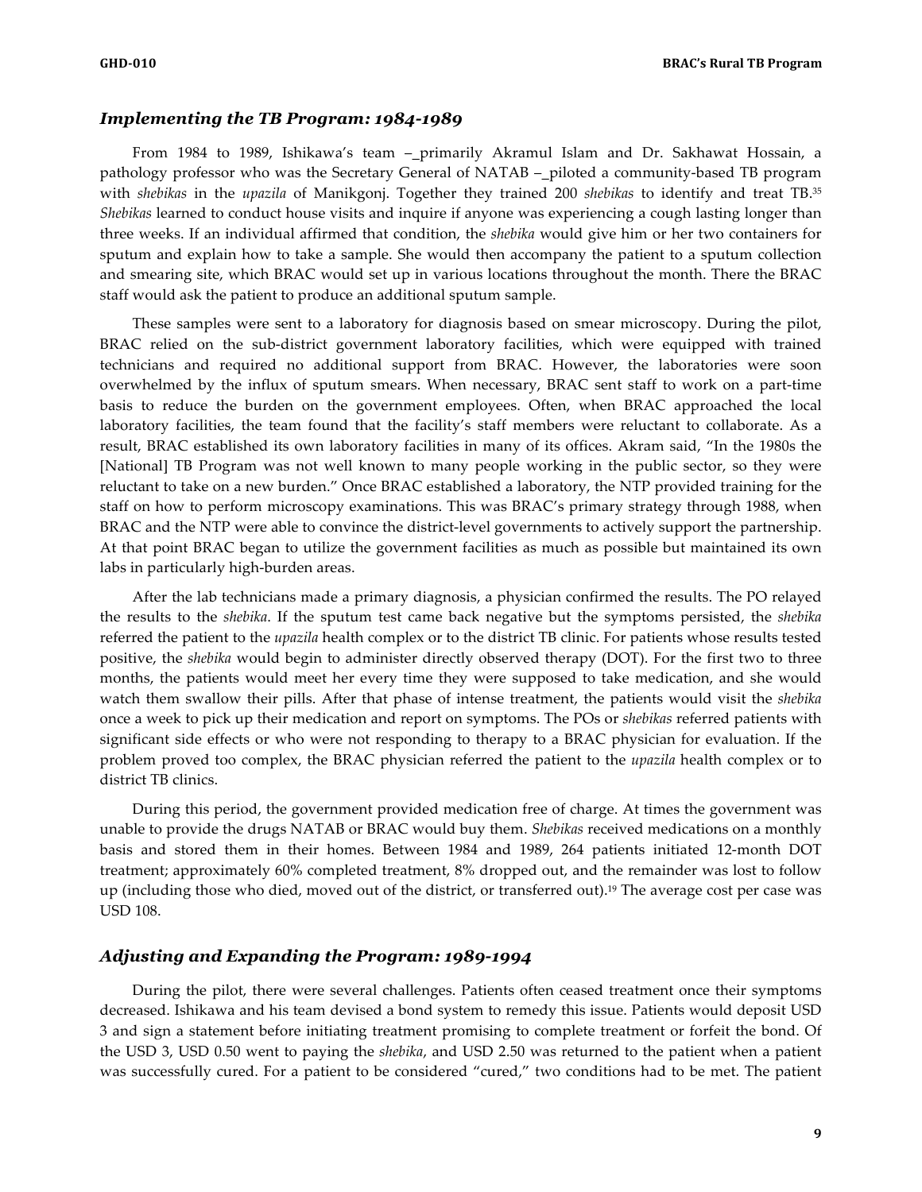### *Implementing the TB Program: 1984-1989*

From 1984 to 1989, Ishikawa's team –_primarily Akramul Islam and Dr. Sakhawat Hossain, a pathology professor who was the Secretary General of NATAB –_piloted a community-based TB program with *shebikas* in the *upazila* of Manikgonj. Together they trained 200 *shebikas* to identify and treat TB.[35] *Shebikas* learned to conduct house visits and inquire if anyone was experiencing a cough lasting longer than three weeks. If an individual affirmed that condition, the *shebika* would give him or her two containers for sputum and explain how to take a sample. She would then accompany the patient to a sputum collection and smearing site, which BRAC would set up in various locations throughout the month. There the BRAC staff would ask the patient to produce an additional sputum sample.

These samples were sent to a laboratory for diagnosis based on smear microscopy. During the pilot, BRAC relied on the sub-district government laboratory facilities, which were equipped with trained technicians and required no additional support from BRAC. However, the laboratories were soon overwhelmed by the influx of sputum smears. When necessary, BRAC sent staff to work on a part-time basis to reduce the burden on the government employees. Often, when BRAC approached the local laboratory facilities, the team found that the facility's staff members were reluctant to collaborate. As a result, BRAC established its own laboratory facilities in many of its offices. Akram said, "In the 1980s the [National] TB Program was not well known to many people working in the public sector, so they were reluctant to take on a new burden." Once BRAC established a laboratory, the NTP provided training for the staff on how to perform microscopy examinations. This was BRAC's primary strategy through 1988, when BRAC and the NTP were able to convince the district-level governments to actively support the partnership. At that point BRAC began to utilize the government facilities as much as possible but maintained its own labs in particularly high-burden areas.

After the lab technicians made a primary diagnosis, a physician confirmed the results. The PO relayed the results to the *shebika*. If the sputum test came back negative but the symptoms persisted, the *shebika* referred the patient to the *upazila* health complex or to the district TB clinic. For patients whose results tested positive, the *shebika* would begin to administer directly observed therapy (DOT). For the first two to three months, the patients would meet her every time they were supposed to take medication, and she would watch them swallow their pills. After that phase of intense treatment, the patients would visit the *shebika* once a week to pick up their medication and report on symptoms. The POs or *shebikas* referred patients with significant side effects or who were not responding to therapy to a BRAC physician for evaluation. If the problem proved too complex, the BRAC physician referred the patient to the *upazila* health complex or to district TB clinics.

During this period, the government provided medication free of charge. At times the government was unable to provide the drugs NATAB or BRAC would buy them. *Shebikas* received medications on a monthly basis and stored them in their homes. Between 1984 and 1989, 264 patients initiated 12-month DOT treatment; approximately 60% completed treatment, 8% dropped out, and the remainder was lost to follow up (including those who died, moved out of the district, or transferred out).[19] The average cost per case was USD 108.

### *Adjusting and Expanding the Program: 1989-1994*

During the pilot, there were several challenges. Patients often ceased treatment once their symptoms decreased. Ishikawa and his team devised a bond system to remedy this issue. Patients would deposit USD 3 and sign a statement before initiating treatment promising to complete treatment or forfeit the bond. Of the USD 3, USD 0.50 went to paying the *shebika*, and USD 2.50 was returned to the patient when a patient was successfully cured. For a patient to be considered "cured," two conditions had to be met. The patient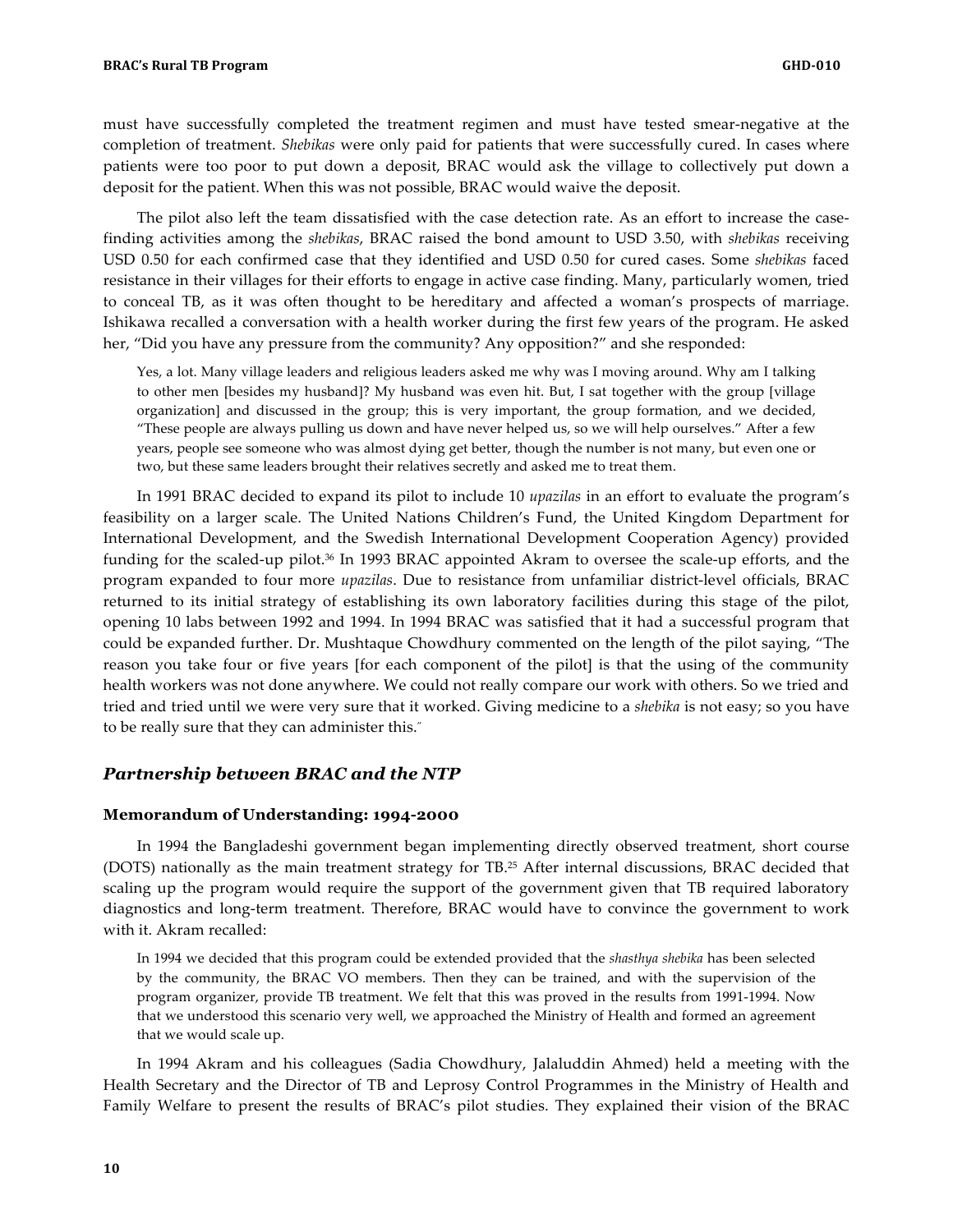must have successfully completed the treatment regimen and must have tested smear-negative at the completion of treatment. *Shebikas* were only paid for patients that were successfully cured. In cases where patients were too poor to put down a deposit, BRAC would ask the village to collectively put down a deposit for the patient. When this was not possible, BRAC would waive the deposit.

The pilot also left the team dissatisfied with the case detection rate. As an effort to increase the case-finding activities among the *shebikas*, BRAC raised the bond amount to USD 3.50, with *shebikas* receiving USD 0.50 for each confirmed case that they identified and USD 0.50 for cured cases. Some *shebikas* faced resistance in their villages for their efforts to engage in active case finding. Many, particularly women, tried to conceal TB, as it was often thought to be hereditary and affected a woman's prospects of marriage. Ishikawa recalled a conversation with a health worker during the first few years of the program. He asked her, "Did you have any pressure from the community? Any opposition?" and she responded:

> Yes, a lot. Many village leaders and religious leaders asked me why was I moving around. Why am I talking to other men [besides my husband]? My husband was even hit. But, I sat together with the group [village organization] and discussed in the group; this is very important, the group formation, and we decided, "These people are always pulling us down and have never helped us, so we will help ourselves." After a few years, people see someone who was almost dying get better, though the number is not many, but even one or two, but these same leaders brought their relatives secretly and asked me to treat them.

In 1991 BRAC decided to expand its pilot to include 10 *upazilas* in an effort to evaluate the program's feasibility on a larger scale. The United Nations Children's Fund, the United Kingdom Department for International Development, and the Swedish International Development Cooperation Agency) provided funding for the scaled-up pilot.[36] In 1993 BRAC appointed Akram to oversee the scale-up efforts, and the program expanded to four more *upazilas*. Due to resistance from unfamiliar district-level officials, BRAC returned to its initial strategy of establishing its own laboratory facilities during this stage of the pilot, opening 10 labs between 1992 and 1994. In 1994 BRAC was satisfied that it had a successful program that could be expanded further. Dr. Mushtaque Chowdhury commented on the length of the pilot saying, "The reason you take four or five years [for each component of the pilot] is that the using of the community health workers was not done anywhere. We could not really compare our work with others. So we tried and tried and tried until we were very sure that it worked. Giving medicine to a *shebika* is not easy; so you have to be really sure that they can administer this."

## *Partnership between BRAC and the NTP*

### Memorandum of Understanding: 1994-2000

In 1994 the Bangladeshi government began implementing directly observed treatment, short course (DOTS) nationally as the main treatment strategy for TB.[25] After internal discussions, BRAC decided that scaling up the program would require the support of the government given that TB required laboratory diagnostics and long-term treatment. Therefore, BRAC would have to convince the government to work with it. Akram recalled:

> In 1994 we decided that this program could be extended provided that the *shasthya shebika* has been selected by the community, the BRAC VO members. Then they can be trained, and with the supervision of the program organizer, provide TB treatment. We felt that this was proved in the results from 1991-1994. Now that we understood this scenario very well, we approached the Ministry of Health and formed an agreement that we would scale up.

In 1994 Akram and his colleagues (Sadia Chowdhury, Jalaluddin Ahmed) held a meeting with the Health Secretary and the Director of TB and Leprosy Control Programmes in the Ministry of Health and Family Welfare to present the results of BRAC's pilot studies. They explained their vision of the BRAC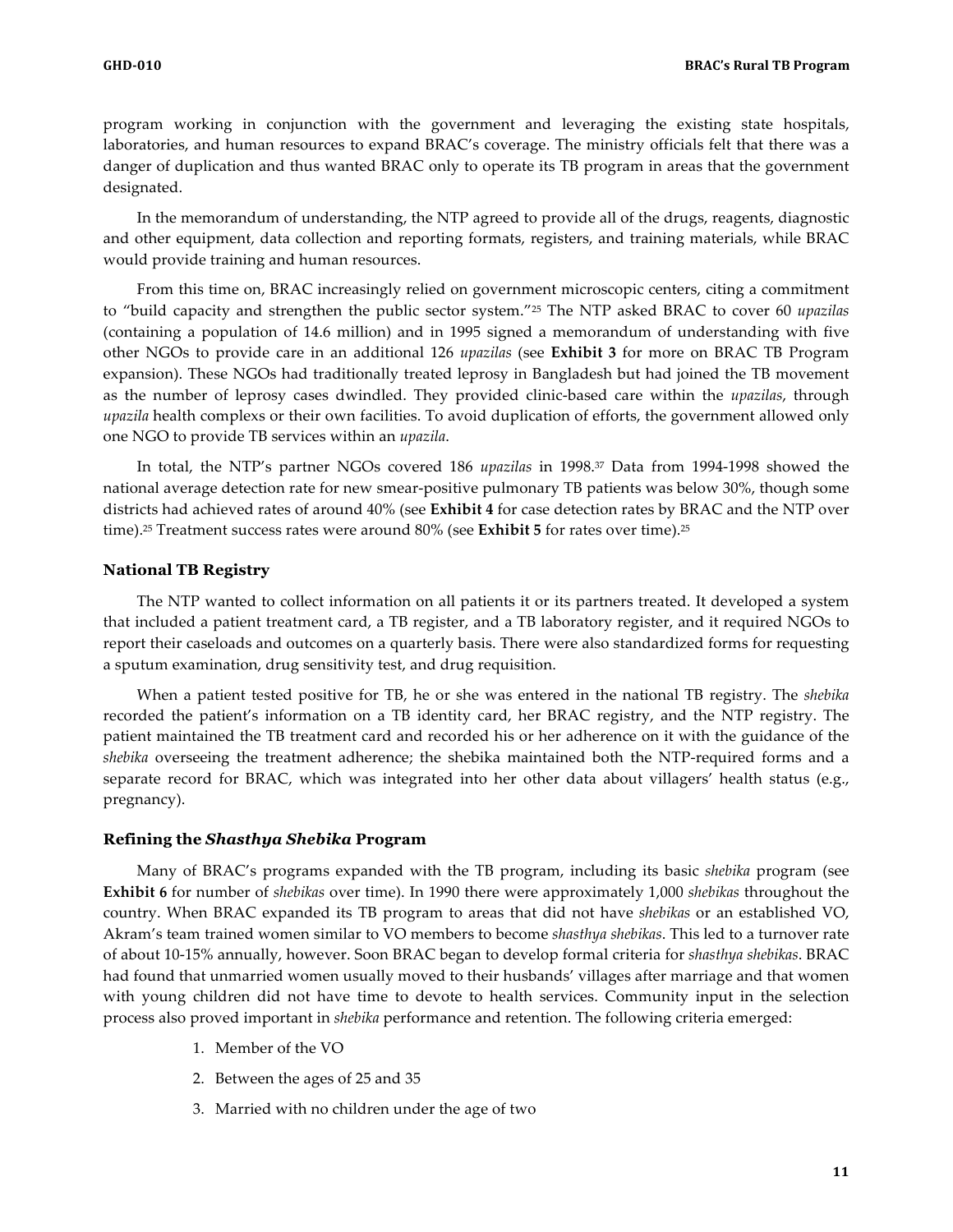program working in conjunction with the government and leveraging the existing state hospitals, laboratories, and human resources to expand BRAC's coverage. The ministry officials felt that there was a danger of duplication and thus wanted BRAC only to operate its TB program in areas that the government designated.

In the memorandum of understanding, the NTP agreed to provide all of the drugs, reagents, diagnostic and other equipment, data collection and reporting formats, registers, and training materials, while BRAC would provide training and human resources.

From this time on, BRAC increasingly relied on government microscopic centers, citing a commitment to "build capacity and strengthen the public sector system."[25] The NTP asked BRAC to cover 60 *upazilas* (containing a population of 14.6 million) and in 1995 signed a memorandum of understanding with five other NGOs to provide care in an additional 126 *upazilas* (see **Exhibit 3** for more on BRAC TB Program expansion). These NGOs had traditionally treated leprosy in Bangladesh but had joined the TB movement as the number of leprosy cases dwindled. They provided clinic-based care within the *upazilas*, through *upazila* health complexs or their own facilities. To avoid duplication of efforts, the government allowed only one NGO to provide TB services within an *upazila*.

In total, the NTP's partner NGOs covered 186 *upazilas* in 1998.[37] Data from 1994-1998 showed the national average detection rate for new smear-positive pulmonary TB patients was below 30%, though some districts had achieved rates of around 40% (see **Exhibit 4** for case detection rates by BRAC and the NTP over time).[25] Treatment success rates were around 80% (see **Exhibit 5** for rates over time).[25]

### National TB Registry

The NTP wanted to collect information on all patients it or its partners treated. It developed a system that included a patient treatment card, a TB register, and a TB laboratory register, and it required NGOs to report their caseloads and outcomes on a quarterly basis. There were also standardized forms for requesting a sputum examination, drug sensitivity test, and drug requisition.

When a patient tested positive for TB, he or she was entered in the national TB registry. The *shebika* recorded the patient's information on a TB identity card, her BRAC registry, and the NTP registry. The patient maintained the TB treatment card and recorded his or her adherence on it with the guidance of the *shebika* overseeing the treatment adherence; the shebika maintained both the NTP-required forms and a separate record for BRAC, which was integrated into her other data about villagers' health status (e.g., pregnancy).

### Refining the *Shasthya Shebika* Program

Many of BRAC's programs expanded with the TB program, including its basic *shebika* program (see **Exhibit 6** for number of *shebikas* over time). In 1990 there were approximately 1,000 *shebikas* throughout the country. When BRAC expanded its TB program to areas that did not have *shebikas* or an established VO, Akram's team trained women similar to VO members to become *shasthya shebikas*. This led to a turnover rate of about 10-15% annually, however. Soon BRAC began to develop formal criteria for *shasthya shebikas*. BRAC had found that unmarried women usually moved to their husbands' villages after marriage and that women with young children did not have time to devote to health services. Community input in the selection process also proved important in *shebika* performance and retention. The following criteria emerged:

1. Member of the VO
2. Between the ages of 25 and 35
3. Married with no children under the age of two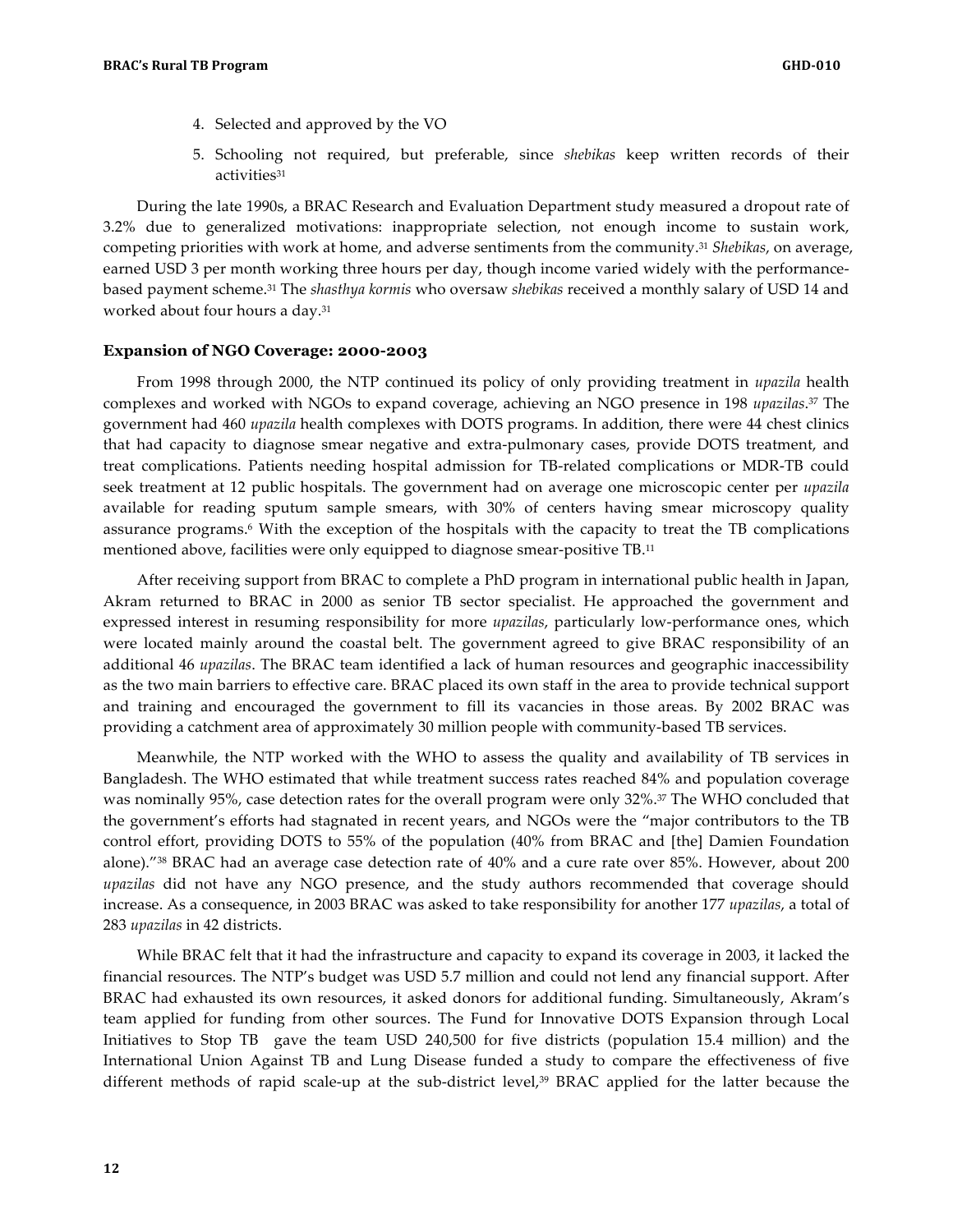4. Selected and approved by the VO
5. Schooling not required, but preferable, since *shebikas* keep written records of their activities[31]

During the late 1990s, a BRAC Research and Evaluation Department study measured a dropout rate of 3.2% due to generalized motivations: inappropriate selection, not enough income to sustain work, competing priorities with work at home, and adverse sentiments from the community.[31] *Shebikas*, on average, earned USD 3 per month working three hours per day, though income varied widely with the performance-based payment scheme.[31] The *shasthya kormis* who oversaw *shebikas* received a monthly salary of USD 14 and worked about four hours a day.[31]

### Expansion of NGO Coverage: 2000-2003

From 1998 through 2000, the NTP continued its policy of only providing treatment in *upazila* health complexes and worked with NGOs to expand coverage, achieving an NGO presence in 198 *upazilas*.[37] The government had 460 *upazila* health complexes with DOTS programs. In addition, there were 44 chest clinics that had capacity to diagnose smear negative and extra-pulmonary cases, provide DOTS treatment, and treat complications. Patients needing hospital admission for TB-related complications or MDR-TB could seek treatment at 12 public hospitals. The government had on average one microscopic center per *upazila* available for reading sputum sample smears, with 30% of centers having smear microscopy quality assurance programs.[6] With the exception of the hospitals with the capacity to treat the TB complications mentioned above, facilities were only equipped to diagnose smear-positive TB.[11]

After receiving support from BRAC to complete a PhD program in international public health in Japan, Akram returned to BRAC in 2000 as senior TB sector specialist. He approached the government and expressed interest in resuming responsibility for more *upazilas*, particularly low-performance ones, which were located mainly around the coastal belt. The government agreed to give BRAC responsibility of an additional 46 *upazilas*. The BRAC team identified a lack of human resources and geographic inaccessibility as the two main barriers to effective care. BRAC placed its own staff in the area to provide technical support and training and encouraged the government to fill its vacancies in those areas. By 2002 BRAC was providing a catchment area of approximately 30 million people with community-based TB services.

Meanwhile, the NTP worked with the WHO to assess the quality and availability of TB services in Bangladesh. The WHO estimated that while treatment success rates reached 84% and population coverage was nominally 95%, case detection rates for the overall program were only 32%.[37] The WHO concluded that the government's efforts had stagnated in recent years, and NGOs were the "major contributors to the TB control effort, providing DOTS to 55% of the population (40% from BRAC and [the] Damien Foundation alone)."[38] BRAC had an average case detection rate of 40% and a cure rate over 85%. However, about 200 *upazilas* did not have any NGO presence, and the study authors recommended that coverage should increase. As a consequence, in 2003 BRAC was asked to take responsibility for another 177 *upazilas*, a total of 283 *upazilas* in 42 districts.

While BRAC felt that it had the infrastructure and capacity to expand its coverage in 2003, it lacked the financial resources. The NTP's budget was USD 5.7 million and could not lend any financial support. After BRAC had exhausted its own resources, it asked donors for additional funding. Simultaneously, Akram's team applied for funding from other sources. The Fund for Innovative DOTS Expansion through Local Initiatives to Stop TB gave the team USD 240,500 for five districts (population 15.4 million) and the International Union Against TB and Lung Disease funded a study to compare the effectiveness of five different methods of rapid scale-up at the sub-district level,[39] BRAC applied for the latter because the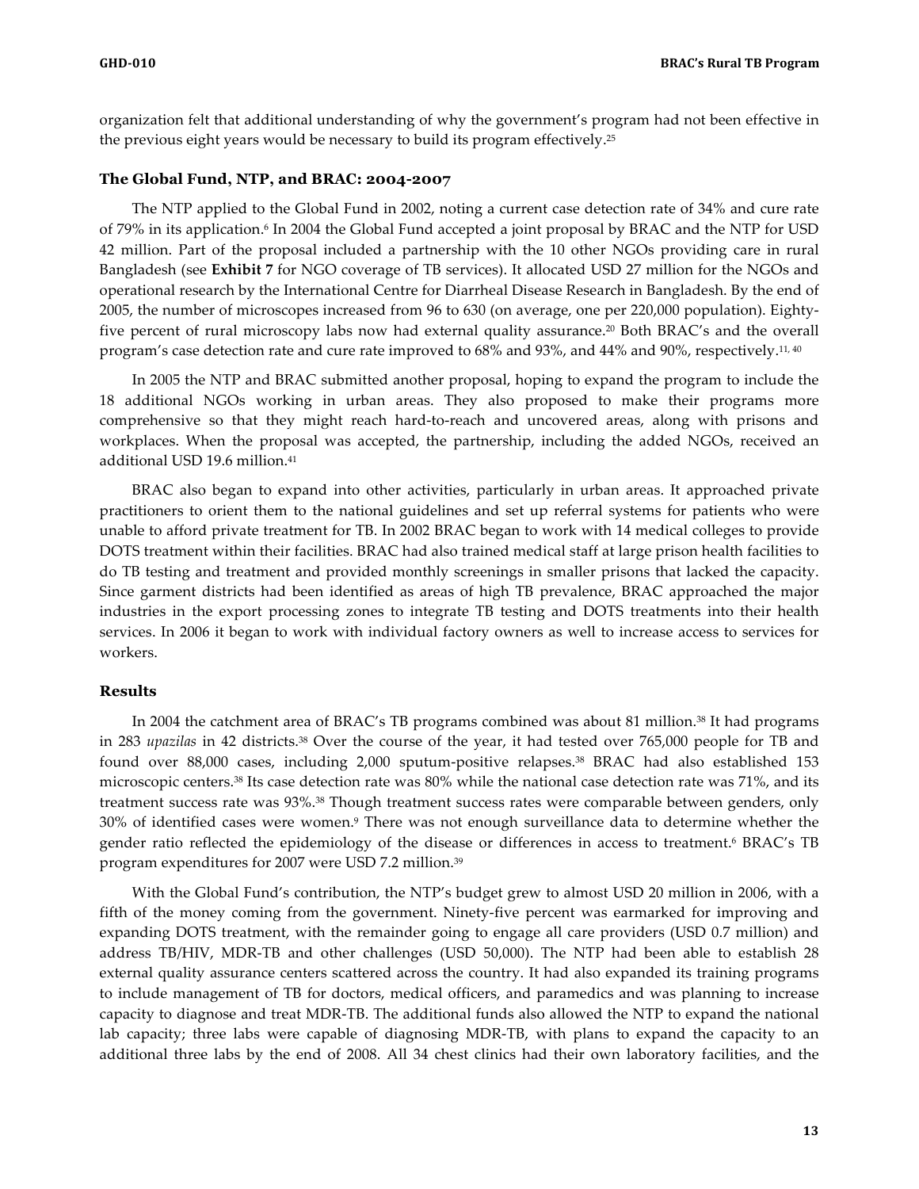organization felt that additional understanding of why the government's program had not been effective in the previous eight years would be necessary to build its program effectively.[25]

### The Global Fund, NTP, and BRAC: 2004-2007

The NTP applied to the Global Fund in 2002, noting a current case detection rate of 34% and cure rate of 79% in its application.[6] In 2004 the Global Fund accepted a joint proposal by BRAC and the NTP for USD 42 million. Part of the proposal included a partnership with the 10 other NGOs providing care in rural Bangladesh (see **Exhibit 7** for NGO coverage of TB services). It allocated USD 27 million for the NGOs and operational research by the International Centre for Diarrheal Disease Research in Bangladesh. By the end of 2005, the number of microscopes increased from 96 to 630 (on average, one per 220,000 population). Eighty-five percent of rural microscopy labs now had external quality assurance.[20] Both BRAC's and the overall program's case detection rate and cure rate improved to 68% and 93%, and 44% and 90%, respectively.[11, 40]

In 2005 the NTP and BRAC submitted another proposal, hoping to expand the program to include the 18 additional NGOs working in urban areas. They also proposed to make their programs more comprehensive so that they might reach hard-to-reach and uncovered areas, along with prisons and workplaces. When the proposal was accepted, the partnership, including the added NGOs, received an additional USD 19.6 million.[41]

BRAC also began to expand into other activities, particularly in urban areas. It approached private practitioners to orient them to the national guidelines and set up referral systems for patients who were unable to afford private treatment for TB. In 2002 BRAC began to work with 14 medical colleges to provide DOTS treatment within their facilities. BRAC had also trained medical staff at large prison health facilities to do TB testing and treatment and provided monthly screenings in smaller prisons that lacked the capacity. Since garment districts had been identified as areas of high TB prevalence, BRAC approached the major industries in the export processing zones to integrate TB testing and DOTS treatments into their health services. In 2006 it began to work with individual factory owners as well to increase access to services for workers.

### Results

In 2004 the catchment area of BRAC's TB programs combined was about 81 million.[38] It had programs in 283 *upazilas* in 42 districts.[38] Over the course of the year, it had tested over 765,000 people for TB and found over 88,000 cases, including 2,000 sputum-positive relapses.[38] BRAC had also established 153 microscopic centers.[38] Its case detection rate was 80% while the national case detection rate was 71%, and its treatment success rate was 93%.[38] Though treatment success rates were comparable between genders, only 30% of identified cases were women.[9] There was not enough surveillance data to determine whether the gender ratio reflected the epidemiology of the disease or differences in access to treatment.[6] BRAC's TB program expenditures for 2007 were USD 7.2 million.[39]

With the Global Fund's contribution, the NTP's budget grew to almost USD 20 million in 2006, with a fifth of the money coming from the government. Ninety-five percent was earmarked for improving and expanding DOTS treatment, with the remainder going to engage all care providers (USD 0.7 million) and address TB/HIV, MDR-TB and other challenges (USD 50,000). The NTP had been able to establish 28 external quality assurance centers scattered across the country. It had also expanded its training programs to include management of TB for doctors, medical officers, and paramedics and was planning to increase capacity to diagnose and treat MDR-TB. The additional funds also allowed the NTP to expand the national lab capacity; three labs were capable of diagnosing MDR-TB, with plans to expand the capacity to an additional three labs by the end of 2008. All 34 chest clinics had their own laboratory facilities, and the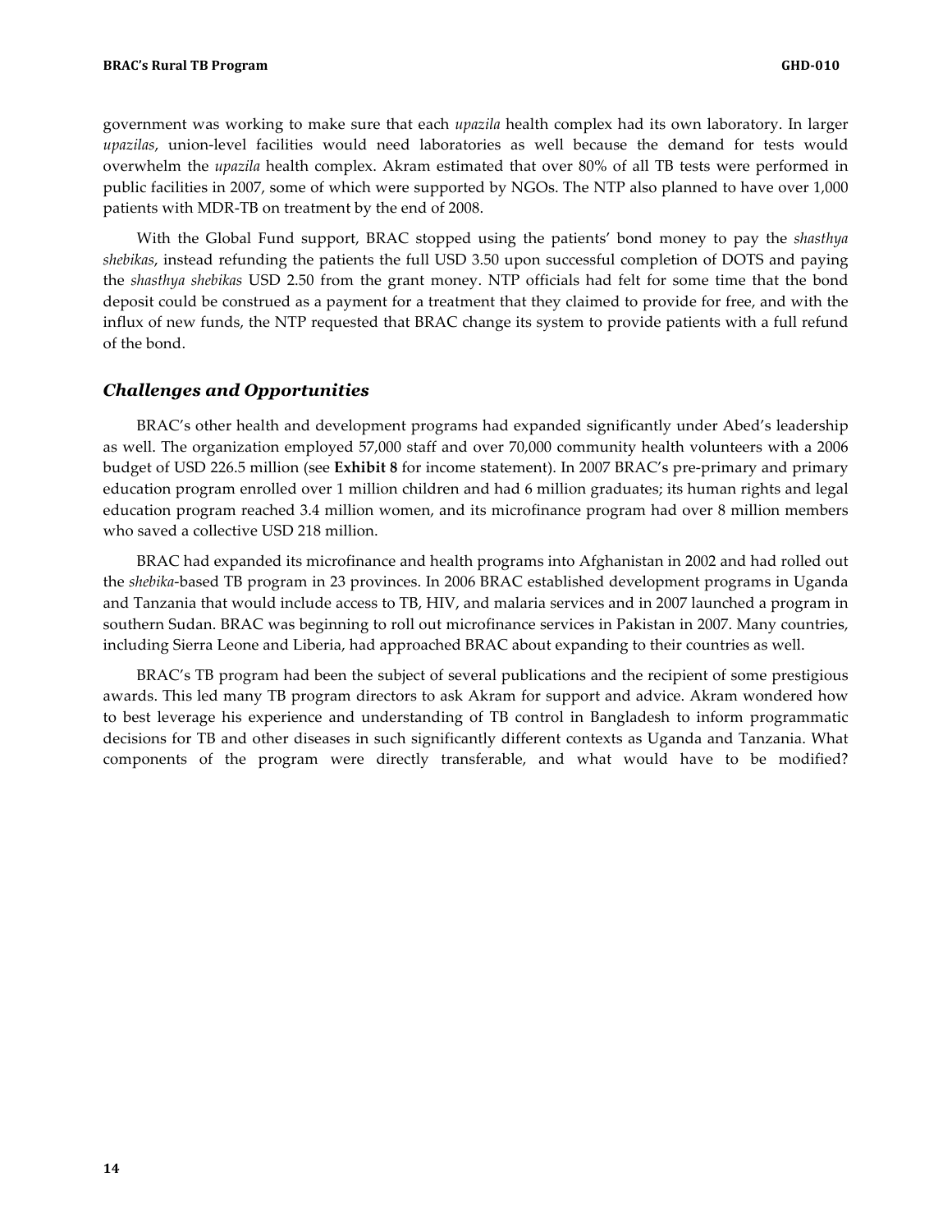government was working to make sure that each *upazila* health complex had its own laboratory. In larger *upazilas*, union-level facilities would need laboratories as well because the demand for tests would overwhelm the *upazila* health complex. Akram estimated that over 80% of all TB tests were performed in public facilities in 2007, some of which were supported by NGOs. The NTP also planned to have over 1,000 patients with MDR-TB on treatment by the end of 2008.

With the Global Fund support, BRAC stopped using the patients' bond money to pay the *shasthya shebikas*, instead refunding the patients the full USD 3.50 upon successful completion of DOTS and paying the *shasthya shebikas* USD 2.50 from the grant money. NTP officials had felt for some time that the bond deposit could be construed as a payment for a treatment that they claimed to provide for free, and with the influx of new funds, the NTP requested that BRAC change its system to provide patients with a full refund of the bond.

### *Challenges and Opportunities*

BRAC's other health and development programs had expanded significantly under Abed's leadership as well. The organization employed 57,000 staff and over 70,000 community health volunteers with a 2006 budget of USD 226.5 million (see **Exhibit 8** for income statement). In 2007 BRAC's pre-primary and primary education program enrolled over 1 million children and had 6 million graduates; its human rights and legal education program reached 3.4 million women, and its microfinance program had over 8 million members who saved a collective USD 218 million.

BRAC had expanded its microfinance and health programs into Afghanistan in 2002 and had rolled out the *shebika*-based TB program in 23 provinces. In 2006 BRAC established development programs in Uganda and Tanzania that would include access to TB, HIV, and malaria services and in 2007 launched a program in southern Sudan. BRAC was beginning to roll out microfinance services in Pakistan in 2007. Many countries, including Sierra Leone and Liberia, had approached BRAC about expanding to their countries as well.

BRAC's TB program had been the subject of several publications and the recipient of some prestigious awards. This led many TB program directors to ask Akram for support and advice. Akram wondered how to best leverage his experience and understanding of TB control in Bangladesh to inform programmatic decisions for TB and other diseases in such significantly different contexts as Uganda and Tanzania. What components of the program were directly transferable, and what would have to be modified?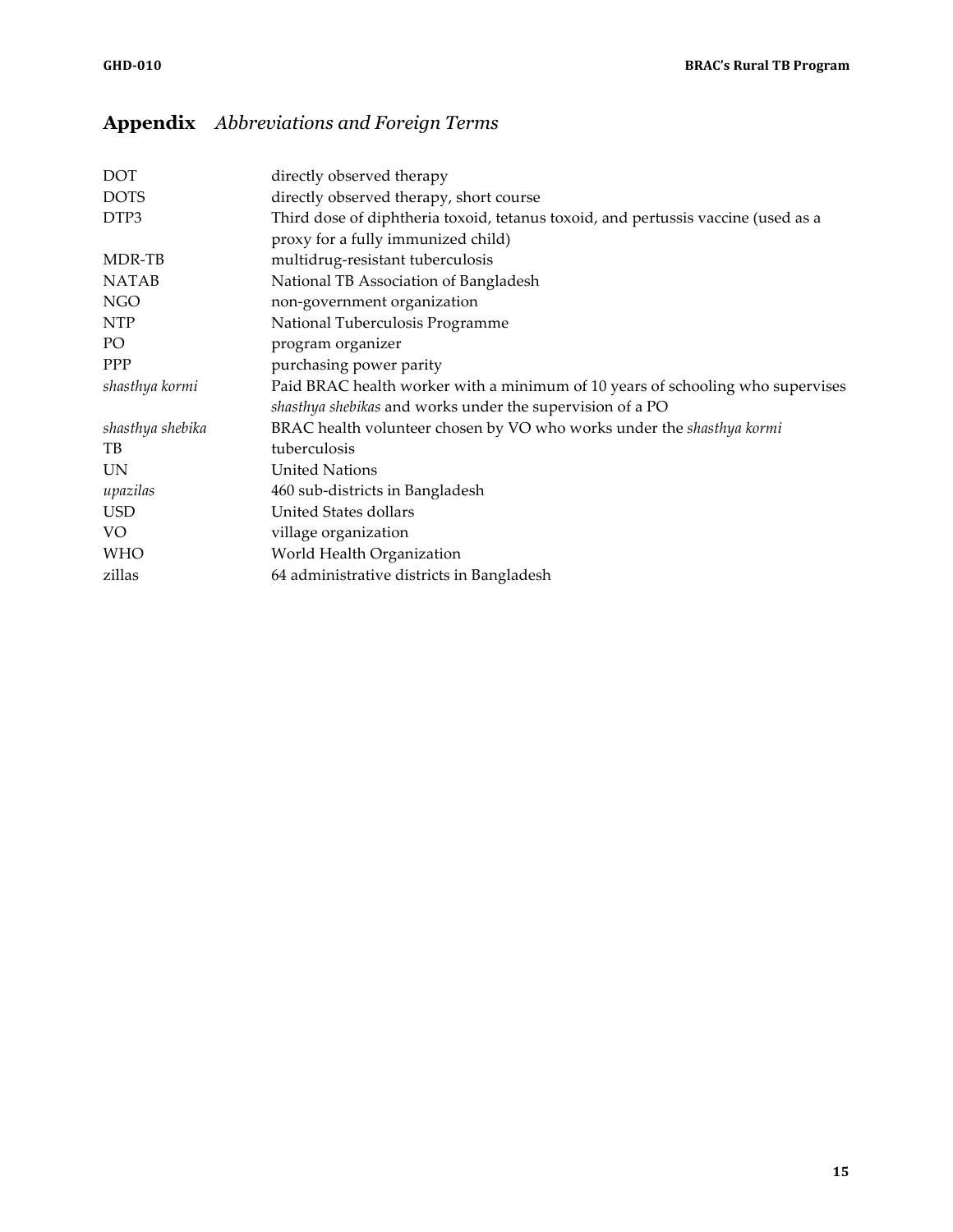# **Appendix** *Abbreviations and Foreign Terms*

| | |
|---|---|
| DOT | directly observed therapy |
| DOTS | directly observed therapy, short course |
| DTP3 | Third dose of diphtheria toxoid, tetanus toxoid, and pertussis vaccine (used as a proxy for a fully immunized child) |
| MDR-TB | multidrug-resistant tuberculosis |
| NATAB | National TB Association of Bangladesh |
| NGO | non-government organization |
| NTP | National Tuberculosis Programme |
| PO | program organizer |
| PPP | purchasing power parity |
| *shasthya kormi* | Paid BRAC health worker with a minimum of 10 years of schooling who supervises *shasthya shebikas* and works under the supervision of a PO |
| *shasthya shebika* | BRAC health volunteer chosen by VO who works under the *shasthya kormi* |
| TB | tuberculosis |
| UN | United Nations |
| *upazilas* | 460 sub-districts in Bangladesh |
| USD | United States dollars |
| VO | village organization |
| WHO | World Health Organization |
| zillas | 64 administrative districts in Bangladesh |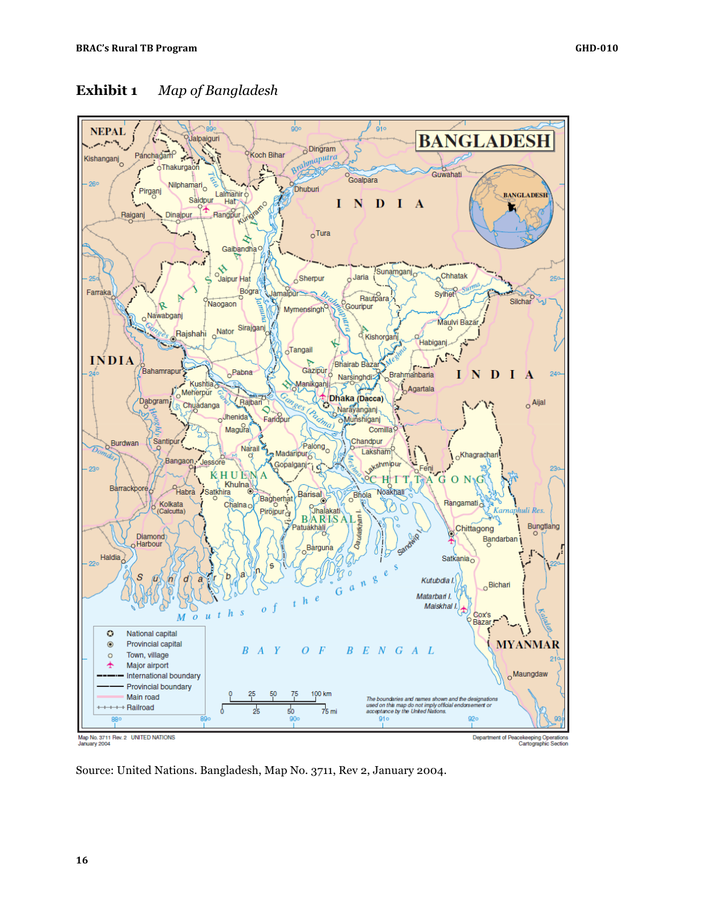**Exhibit 1** *Map of Bangladesh*

Source: United Nations. Bangladesh, Map No. 3711, Rev 2, January 2004.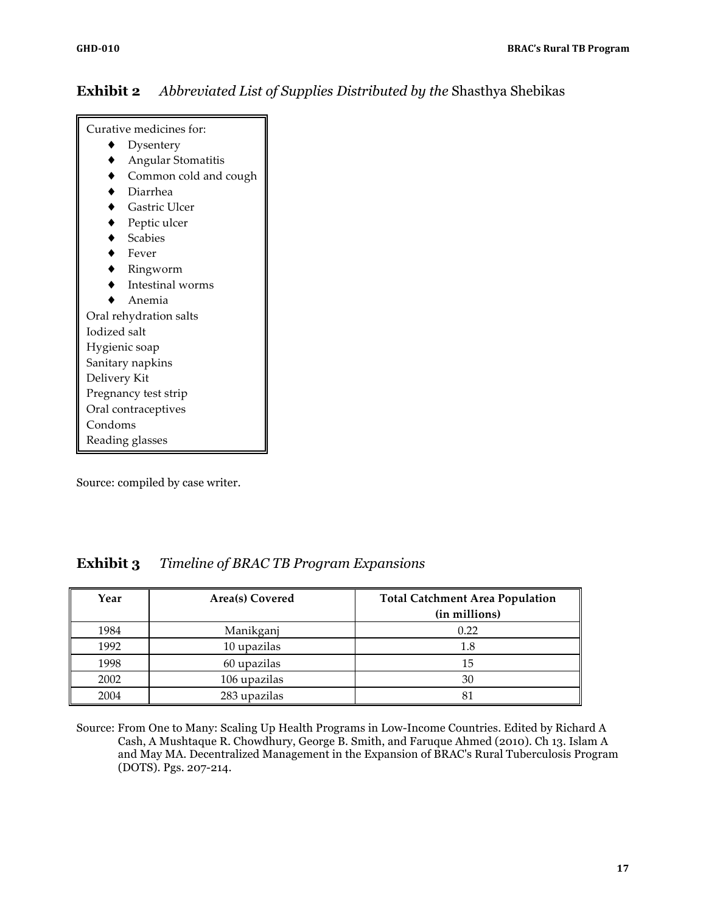**Exhibit 2** *Abbreviated List of Supplies Distributed by the* Shasthya Shebikas

Curative medicines for:

- Dysentery
- Angular Stomatitis
- Common cold and cough
- Diarrhea
- Gastric Ulcer
- Peptic ulcer
- Scabies
- Fever
- Ringworm
- Intestinal worms
- Anemia

Oral rehydration salts
Iodized salt
Hygienic soap
Sanitary napkins
Delivery Kit
Pregnancy test strip
Oral contraceptives
Condoms
Reading glasses

Source: compiled by case writer.

**Exhibit 3** *Timeline of BRAC TB Program Expansions*

| Year | Area(s) Covered | Total Catchment Area Population (in millions) |
|---|---|---|
| 1984 | Manikganj | 0.22 |
| 1992 | 10 upazilas | 1.8 |
| 1998 | 60 upazilas | 15 |
| 2002 | 106 upazilas | 30 |
| 2004 | 283 upazilas | 81 |

Source: From One to Many: Scaling Up Health Programs in Low-Income Countries. Edited by Richard A Cash, A Mushtaque R. Chowdhury, George B. Smith, and Faruque Ahmed (2010). Ch 13. Islam A and May MA. Decentralized Management in the Expansion of BRAC's Rural Tuberculosis Program (DOTS). Pgs. 207-214.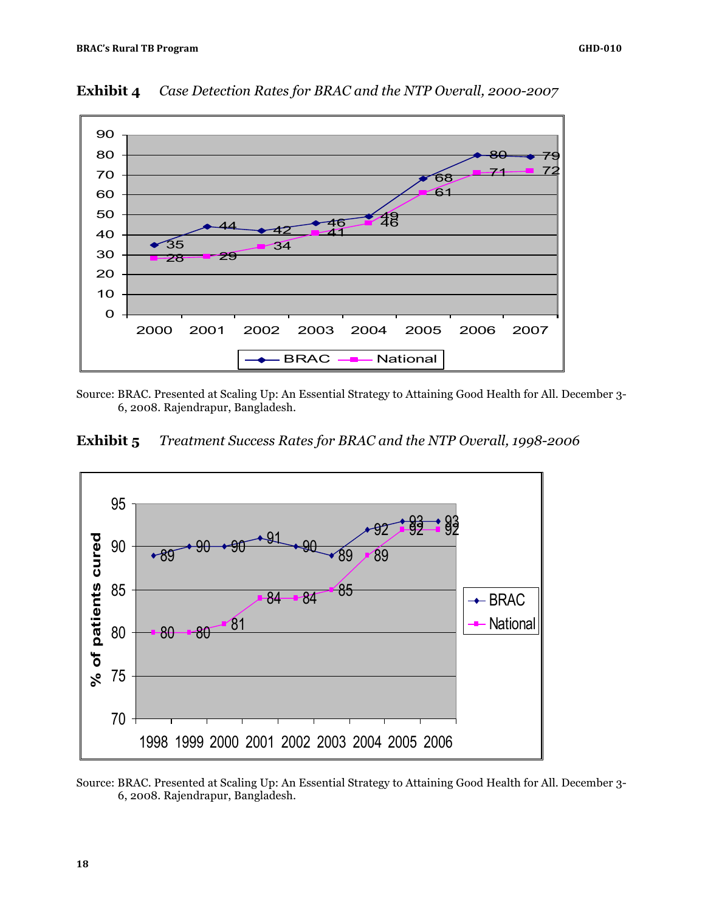**Exhibit 4** *Case Detection Rates for BRAC and the NTP Overall, 2000-2007*

90
80
70
60
50
40
30
20
10
0

2000 2001 2002 2003 2004 2005 2006 2007

35 44 42 46 49 68 80 79

28 29 34 41 46 61 71 72

BRAC National

Source: BRAC. Presented at Scaling Up: An Essential Strategy to Attaining Good Health for All. December 3-6, 2008. Rajendrapur, Bangladesh.

**Exhibit 5** *Treatment Success Rates for BRAC and the NTP Overall, 1998-2006*

% of patients cured

95
90
85
80
75
70

1998 1999 2000 2001 2002 2003 2004 2005 2006

89 90 90 91 90 89 92 93 93

80 80 81 84 84 85 89 92 92

BRAC
National

Source: BRAC. Presented at Scaling Up: An Essential Strategy to Attaining Good Health for All. December 3-6, 2008. Rajendrapur, Bangladesh.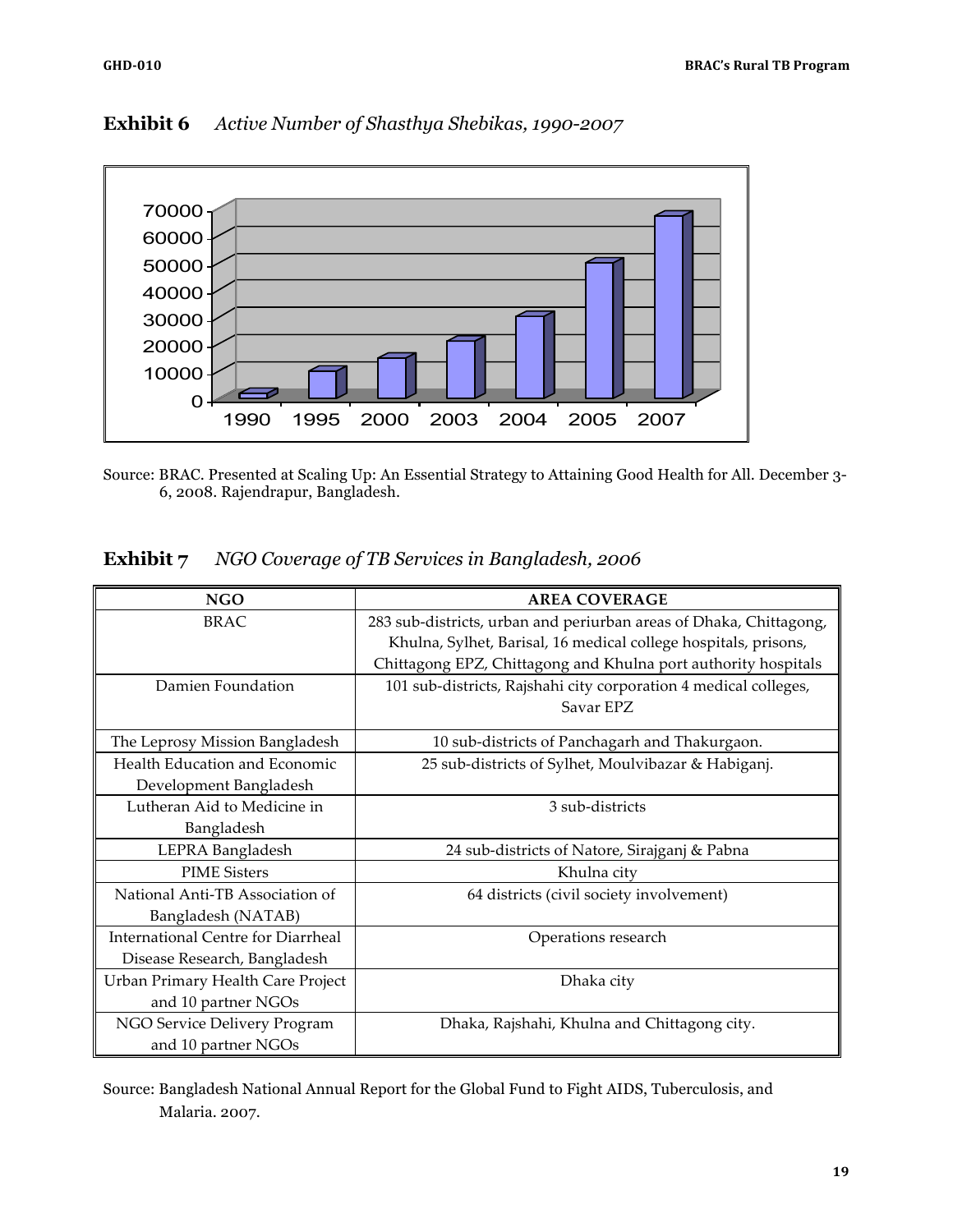**Exhibit 6** *Active Number of Shasthya Shebikas, 1990-2007*

70000
60000
50000
40000
30000
20000
10000
0

1990 1995 2000 2003 2004 2005 2007

Source: BRAC. Presented at Scaling Up: An Essential Strategy to Attaining Good Health for All. December 3-6, 2008. Rajendrapur, Bangladesh.

**Exhibit 7** *NGO Coverage of TB Services in Bangladesh, 2006*

| NGO | AREA COVERAGE |
|---|---|
| BRAC | 283 sub-districts, urban and periurban areas of Dhaka, Chittagong, Khulna, Sylhet, Barisal, 16 medical college hospitals, prisons, Chittagong EPZ, Chittagong and Khulna port authority hospitals |
| Damien Foundation | 101 sub-districts, Rajshahi city corporation 4 medical colleges, Savar EPZ |
| The Leprosy Mission Bangladesh | 10 sub-districts of Panchagarh and Thakurgaon. |
| Health Education and Economic Development Bangladesh | 25 sub-districts of Sylhet, Moulvibazar & Habiganj. |
| Lutheran Aid to Medicine in Bangladesh | 3 sub-districts |
| LEPRA Bangladesh | 24 sub-districts of Natore, Sirajganj & Pabna |
| PIME Sisters | Khulna city |
| National Anti-TB Association of Bangladesh (NATAB) | 64 districts (civil society involvement) |
| International Centre for Diarrheal Disease Research, Bangladesh | Operations research |
| Urban Primary Health Care Project and 10 partner NGOs | Dhaka city |
| NGO Service Delivery Program and 10 partner NGOs | Dhaka, Rajshahi, Khulna and Chittagong city. |

Source: Bangladesh National Annual Report for the Global Fund to Fight AIDS, Tuberculosis, and Malaria. 2007.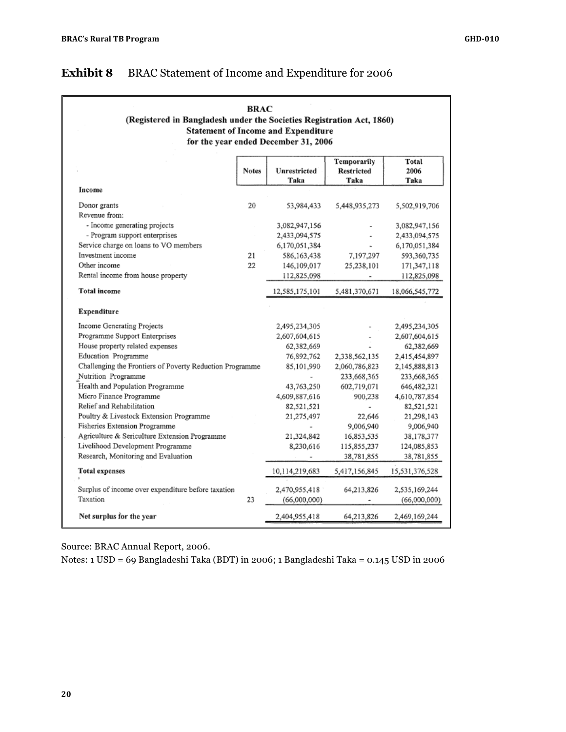**Exhibit 8** BRAC Statement of Income and Expenditure for 2006

**BRAC**
**(Registered in Bangladesh under the Societies Registration Act, 1860)**
**Statement of Income and Expenditure**
**for the year ended December 31, 2006**

| | Notes | Unrestricted Taka | Temporarily Restricted Taka | Total 2006 Taka |
|---|---|---|---|---|
| **Income** | | | | |
| Donor grants | 20 | 53,984,433 | 5,448,935,273 | 5,502,919,706 |
| Revenue from: | | | | |
| - Income generating projects | | 3,082,947,156 | - | 3,082,947,156 |
| - Program support enterprises | | 2,433,094,575 | - | 2,433,094,575 |
| Service charge on loans to VO members | | 6,170,051,384 | - | 6,170,051,384 |
| Investment income | 21 | 586,163,438 | 7,197,297 | 593,360,735 |
| Other income | 22 | 146,109,017 | 25,238,101 | 171,347,118 |
| Rental income from house property | | 112,825,098 | - | 112,825,098 |
| **Total income** | | 12,585,175,101 | 5,481,370,671 | 18,066,545,772 |
| **Expenditure** | | | | |
| Income Generating Projects | | 2,495,234,305 | - | 2,495,234,305 |
| Programme Support Enterprises | | 2,607,604,615 | - | 2,607,604,615 |
| House property related expenses | | 62,382,669 | - | 62,382,669 |
| Education Programme | | 76,892,762 | 2,338,562,135 | 2,415,454,897 |
| Challenging the Frontiers of Poverty Reduction Programme | | 85,101,990 | 2,060,786,823 | 2,145,888,813 |
| Nutrition Programme | | - | 233,668,365 | 233,668,365 |
| Health and Population Programme | | 43,763,250 | 602,719,071 | 646,482,321 |
| Micro Finance Programme | | 4,609,887,616 | 900,238 | 4,610,787,854 |
| Relief and Rehabilitation | | 82,521,521 | - | 82,521,521 |
| Poultry & Livestock Extension Programme | | 21,275,497 | 22,646 | 21,298,143 |
| Fisheries Extension Programme | | - | 9,006,940 | 9,006,940 |
| Agriculture & Sericulture Extension Programme | | 21,324,842 | 16,853,535 | 38,178,377 |
| Livelihood Development Programme | | 8,230,616 | 115,855,237 | 124,085,853 |
| Research, Monitoring and Evaluation | | - | 38,781,855 | 38,781,855 |
| **Total expenses** | | 10,114,219,683 | 5,417,156,845 | 15,531,376,528 |
| Surplus of income over expenditure before taxation | | 2,470,955,418 | 64,213,826 | 2,535,169,244 |
| Taxation | 23 | (66,000,000) | - | (66,000,000) |
| **Net surplus for the year** | | 2,404,955,418 | 64,213,826 | 2,469,169,244 |

Source: BRAC Annual Report, 2006.
Notes: 1 USD = 69 Bangladeshi Taka (BDT) in 2006; 1 Bangladeshi Taka = 0.145 USD in 2006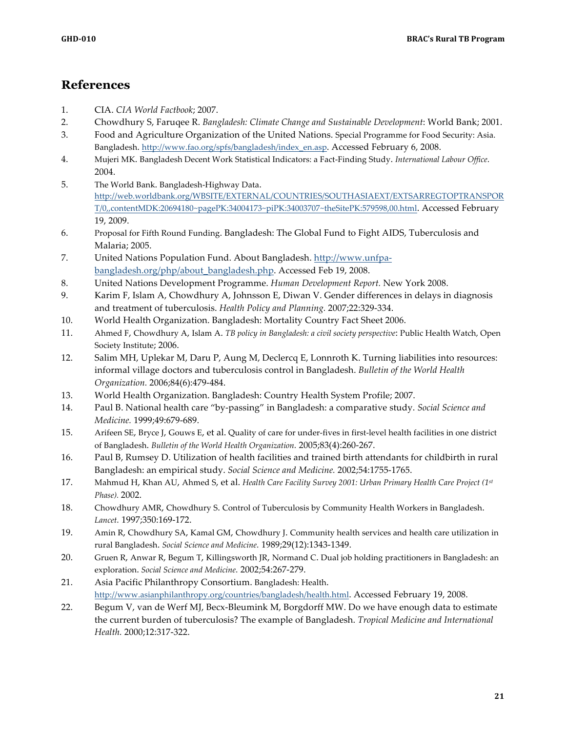# References

1. CIA. *CIA World Factbook*; 2007.
2. Chowdhury S, Faruqee R. *Bangladesh: Climate Change and Sustainable Development*: World Bank; 2001.
3. Food and Agriculture Organization of the United Nations. Special Programme for Food Security: Asia. Bangladesh. http://www.fao.org/spfs/bangladesh/index_en.asp. Accessed February 6, 2008.
4. Mujeri MK. Bangladesh Decent Work Statistical Indicators: a Fact-Finding Study. *International Labour Office.* 2004.
5. The World Bank. Bangladesh-Highway Data. http://web.worldbank.org/WBSITE/EXTERNAL/COUNTRIES/SOUTHASIAEXT/EXTSARREGTOPTRANSPORT/0,,contentMDK:20694180~pagePK:34004173~piPK:34003707~theSitePK:579598,00.html. Accessed February 19, 2009.
6. Proposal for Fifth Round Funding. Bangladesh: The Global Fund to Fight AIDS, Tuberculosis and Malaria; 2005.
7. United Nations Population Fund. About Bangladesh. http://www.unfpa-bangladesh.org/php/about_bangladesh.php. Accessed Feb 19, 2008.
8. United Nations Development Programme. *Human Development Report.* New York 2008.
9. Karim F, Islam A, Chowdhury A, Johnsson E, Diwan V. Gender differences in delays in diagnosis and treatment of tuberculosis. *Health Policy and Planning.* 2007;22:329-334.
10. World Health Organization. Bangladesh: Mortality Country Fact Sheet 2006.
11. Ahmed F, Chowdhury A, Islam A. *TB policy in Bangladesh: a civil society perspective*: Public Health Watch, Open Society Institute; 2006.
12. Salim MH, Uplekar M, Daru P, Aung M, Declercq E, Lonnroth K. Turning liabilities into resources: informal village doctors and tuberculosis control in Bangladesh. *Bulletin of the World Health Organization.* 2006;84(6):479-484.
13. World Health Organization. Bangladesh: Country Health System Profile; 2007.
14. Paul B. National health care "by-passing" in Bangladesh: a comparative study. *Social Science and Medicine.* 1999;49:679-689.
15. Arifeen SE, Bryce J, Gouws E, et al. Quality of care for under-fives in first-level health facilities in one district of Bangladesh. *Bulletin of the World Health Organization.* 2005;83(4):260-267.
16. Paul B, Rumsey D. Utilization of health facilities and trained birth attendants for childbirth in rural Bangladesh: an empirical study. *Social Science and Medicine.* 2002;54:1755-1765.
17. Mahmud H, Khan AU, Ahmed S, et al. *Health Care Facility Survey 2001: Urban Primary Health Care Project (1st Phase).* 2002.
18. Chowdhury AMR, Chowdhury S. Control of Tuberculosis by Community Health Workers in Bangladesh. *Lancet.* 1997;350:169-172.
19. Amin R, Chowdhury SA, Kamal GM, Chowdhury J. Community health services and health care utilization in rural Bangladesh. *Social Science and Medicine.* 1989;29(12):1343-1349.
20. Gruen R, Anwar R, Begum T, Killingsworth JR, Normand C. Dual job holding practitioners in Bangladesh: an exploration. *Social Science and Medicine.* 2002;54:267-279.
21. Asia Pacific Philanthropy Consortium. Bangladesh: Health. http://www.asianphilanthropy.org/countries/bangladesh/health.html. Accessed February 19, 2008.
22. Begum V, van de Werf MJ, Becx-Bleumink M, Borgdorff MW. Do we have enough data to estimate the current burden of tuberculosis? The example of Bangladesh. *Tropical Medicine and International Health.* 2000;12:317-322.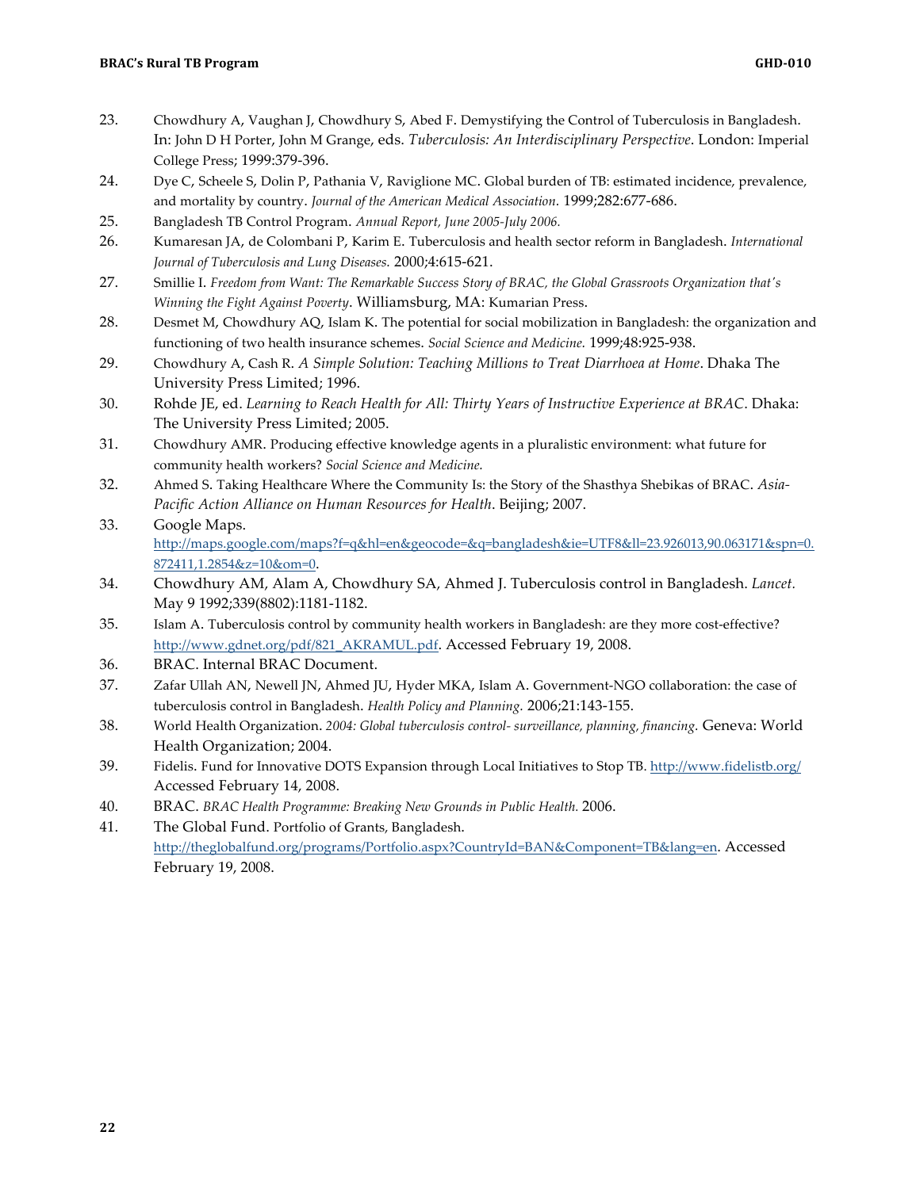23. Chowdhury A, Vaughan J, Chowdhury S, Abed F. Demystifying the Control of Tuberculosis in Bangladesh. In: John D H Porter, John M Grange, eds. *Tuberculosis: An Interdisciplinary Perspective*. London: Imperial College Press; 1999:379-396.
24. Dye C, Scheele S, Dolin P, Pathania V, Raviglione MC. Global burden of TB: estimated incidence, prevalence, and mortality by country. *Journal of the American Medical Association*. 1999;282:677-686.
25. Bangladesh TB Control Program. *Annual Report, June 2005-July 2006.*
26. Kumaresan JA, de Colombani P, Karim E. Tuberculosis and health sector reform in Bangladesh. *International Journal of Tuberculosis and Lung Diseases.* 2000;4:615-621.
27. Smillie I. *Freedom from Want: The Remarkable Success Story of BRAC, the Global Grassroots Organization that's Winning the Fight Against Poverty*. Williamsburg, MA: Kumarian Press.
28. Desmet M, Chowdhury AQ, Islam K. The potential for social mobilization in Bangladesh: the organization and functioning of two health insurance schemes. *Social Science and Medicine.* 1999;48:925-938.
29. Chowdhury A, Cash R. *A Simple Solution: Teaching Millions to Treat Diarrhoea at Home*. Dhaka The University Press Limited; 1996.
30. Rohde JE, ed. *Learning to Reach Health for All: Thirty Years of Instructive Experience at BRAC*. Dhaka: The University Press Limited; 2005.
31. Chowdhury AMR. Producing effective knowledge agents in a pluralistic environment: what future for community health workers? *Social Science and Medicine.*
32. Ahmed S. Taking Healthcare Where the Community Is: the Story of the Shasthya Shebikas of BRAC. *Asia-Pacific Action Alliance on Human Resources for Health*. Beijing; 2007.
33. Google Maps. http://maps.google.com/maps?f=q&hl=en&geocode=&q=bangladesh&ie=UTF8&ll=23.926013,90.063171&spn=0.872411,1.2854&z=10&om=0.
34. Chowdhury AM, Alam A, Chowdhury SA, Ahmed J. Tuberculosis control in Bangladesh. *Lancet.* May 9 1992;339(8802):1181-1182.
35. Islam A. Tuberculosis control by community health workers in Bangladesh: are they more cost-effective? http://www.gdnet.org/pdf/821_AKRAMUL.pdf. Accessed February 19, 2008.
36. BRAC. Internal BRAC Document.
37. Zafar Ullah AN, Newell JN, Ahmed JU, Hyder MKA, Islam A. Government-NGO collaboration: the case of tuberculosis control in Bangladesh. *Health Policy and Planning.* 2006;21:143-155.
38. World Health Organization. *2004: Global tuberculosis control- surveillance, planning, financing.* Geneva: World Health Organization; 2004.
39. Fidelis. Fund for Innovative DOTS Expansion through Local Initiatives to Stop TB. http://www.fidelistb.org/ Accessed February 14, 2008.
40. BRAC. *BRAC Health Programme: Breaking New Grounds in Public Health.* 2006.
41. The Global Fund. Portfolio of Grants, Bangladesh. http://theglobalfund.org/programs/Portfolio.aspx?CountryId=BAN&Component=TB&lang=en. Accessed February 19, 2008.